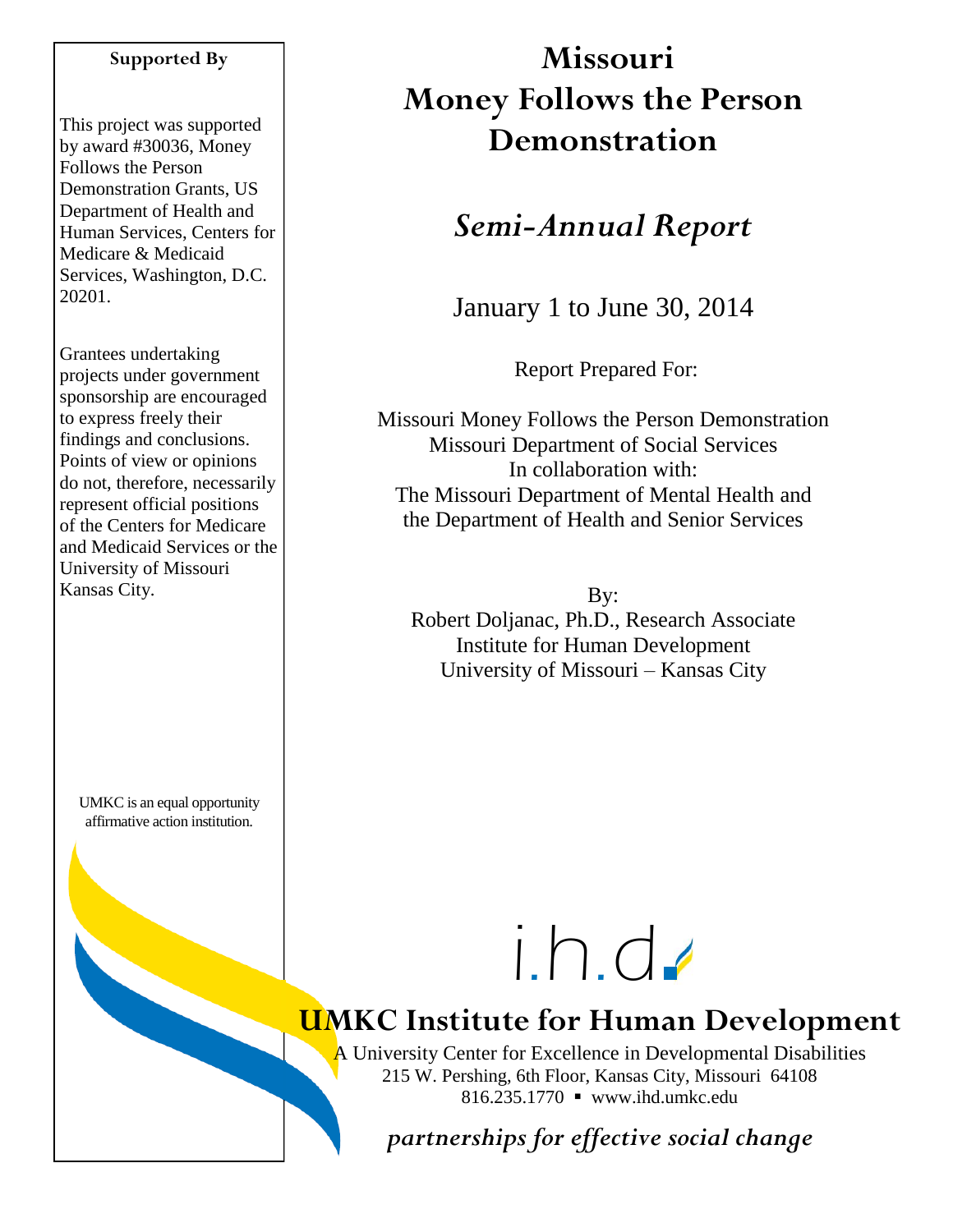**Supported By**

This project was supported by award #30036, Money Follows the Person Demonstration Grants, US Department of Health and Human Services, Centers for Medicare & Medicaid Services, Washington, D.C. 20201.

Grantees undertaking projects under government sponsorship are encouraged to express freely their findings and conclusions. Points of view or opinions do not, therefore, necessarily represent official positions of the Centers for Medicare and Medicaid Services or the University of Missouri Kansas City.

UMKC is an equal opportunity affirmative action institution.

# Missouri Money Follows the Person Demonstration

## *Semi-Annual Report*

January 1 to June 30, 2014

Report Prepared For:

Missouri Money Follows the Person Demonstration
Missouri Department of Social Services
In collaboration with:
The Missouri Department of Mental Health and
the Department of Health and Senior Services

By:
Robert Doljanac, Ph.D., Research Associate
Institute for Human Development
University of Missouri – Kansas City

i.h.d.

**UMKC Institute for Human Development**

A University Center for Excellence in Developmental Disabilities
215 W. Pershing, 6th Floor, Kansas City, Missouri 64108
816.235.1770 ▪ www.ihd.umkc.edu

*partnerships for effective social change*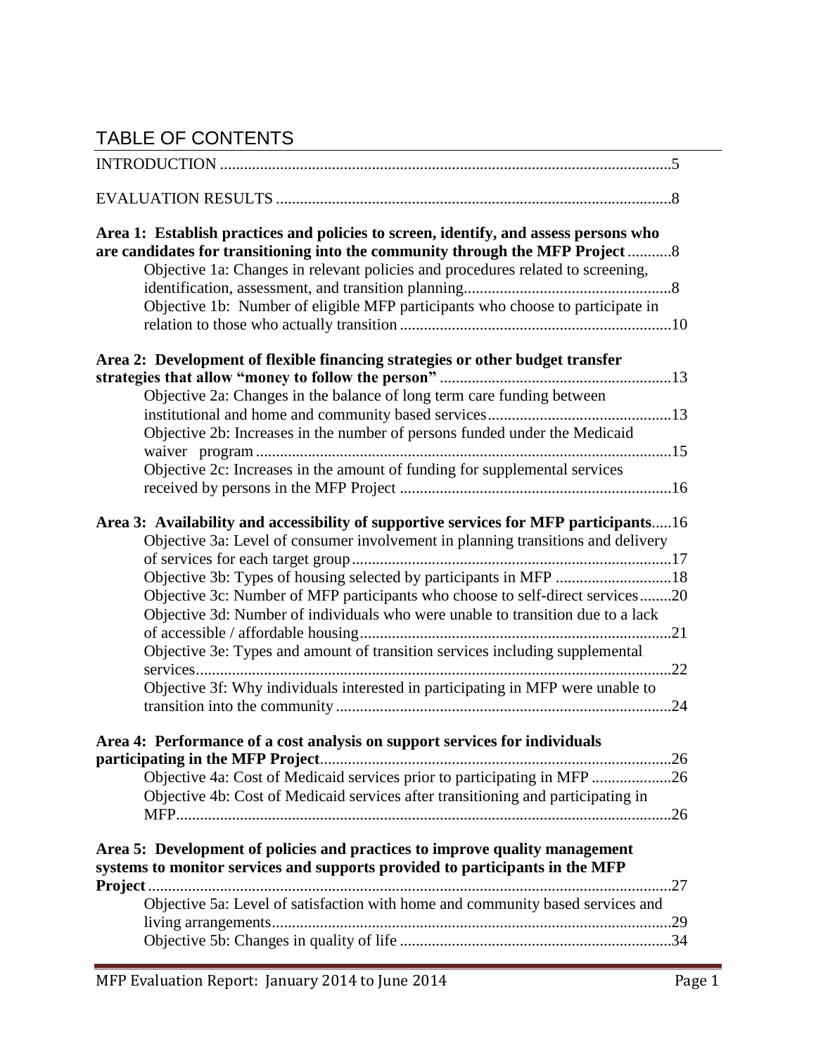# TABLE OF CONTENTS

INTRODUCTION ....5

EVALUATION RESULTS ....8

**Area 1: Establish practices and policies to screen, identify, and assess persons who are candidates for transitioning into the community through the MFP Project** ....8

- Objective 1a: Changes in relevant policies and procedures related to screening, identification, assessment, and transition planning....8
- Objective 1b: Number of eligible MFP participants who choose to participate in relation to those who actually transition ....10

**Area 2: Development of flexible financing strategies or other budget transfer strategies that allow "money to follow the person"** ....13

- Objective 2a: Changes in the balance of long term care funding between institutional and home and community based services....13
- Objective 2b: Increases in the number of persons funded under the Medicaid waiver program ....15
- Objective 2c: Increases in the amount of funding for supplemental services received by persons in the MFP Project ....16

**Area 3: Availability and accessibility of supportive services for MFP participants**.....16

- Objective 3a: Level of consumer involvement in planning transitions and delivery of services for each target group....17
- Objective 3b: Types of housing selected by participants in MFP ....18
- Objective 3c: Number of MFP participants who choose to self-direct services....20
- Objective 3d: Number of individuals who were unable to transition due to a lack of accessible / affordable housing....21
- Objective 3e: Types and amount of transition services including supplemental services....22
- Objective 3f: Why individuals interested in participating in MFP were unable to transition into the community ....24

**Area 4: Performance of a cost analysis on support services for individuals participating in the MFP Project**....26

- Objective 4a: Cost of Medicaid services prior to participating in MFP ....26
- Objective 4b: Cost of Medicaid services after transitioning and participating in MFP....26

**Area 5: Development of policies and practices to improve quality management systems to monitor services and supports provided to participants in the MFP Project**....27

- Objective 5a: Level of satisfaction with home and community based services and living arrangements....29
- Objective 5b: Changes in quality of life ....34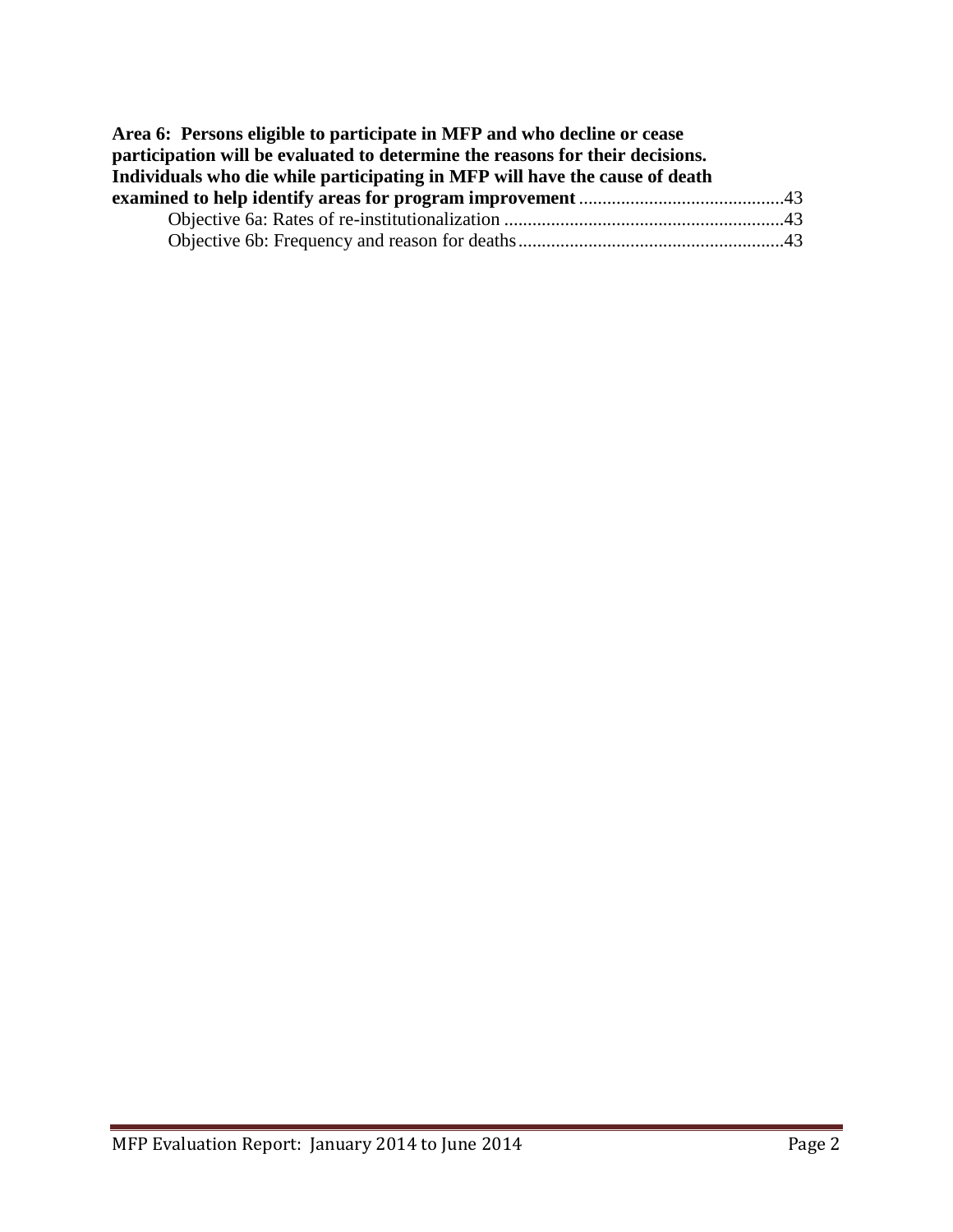**Area 6: Persons eligible to participate in MFP and who decline or cease participation will be evaluated to determine the reasons for their decisions. Individuals who die while participating in MFP will have the cause of death examined to help identify areas for program improvement** ........................................43

Objective 6a: Rates of re-institutionalization ........................................................43

Objective 6b: Frequency and reason for deaths......................................................43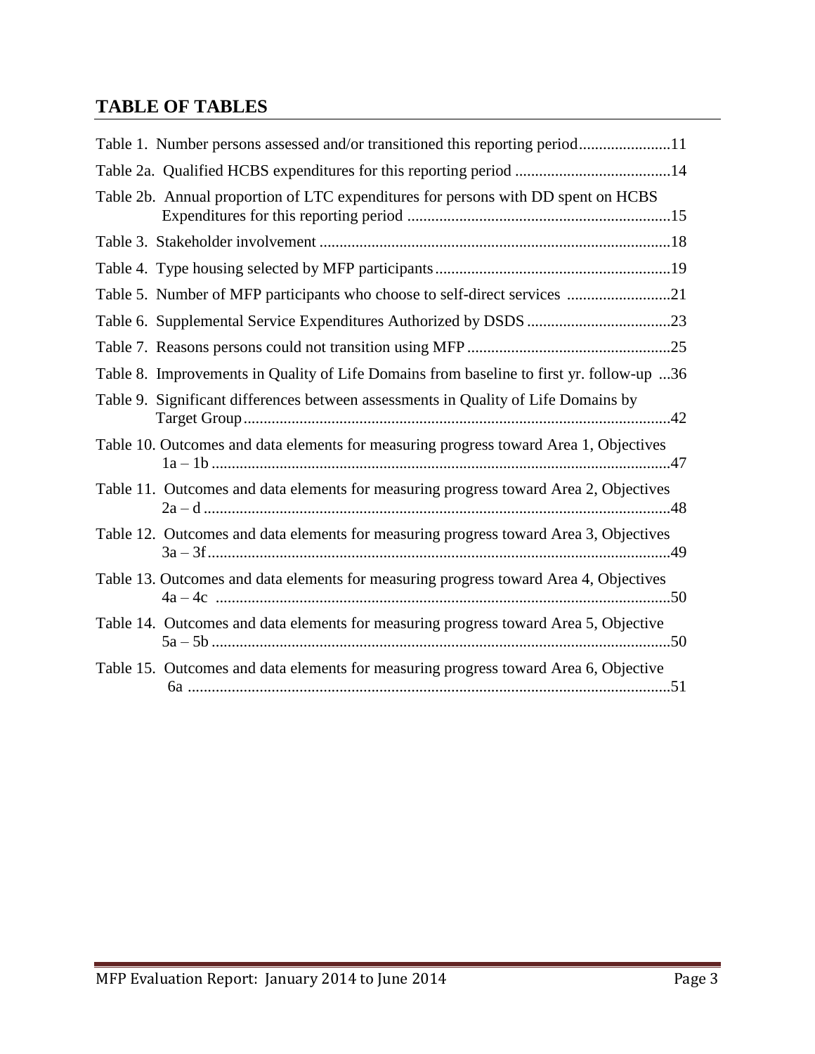## TABLE OF TABLES

Table 1. Number persons assessed and/or transitioned this reporting period.......................11

Table 2a. Qualified HCBS expenditures for this reporting period .......................................14

Table 2b. Annual proportion of LTC expenditures for persons with DD spent on HCBS Expenditures for this reporting period ..................................................................15

Table 3. Stakeholder involvement ........................................................................................18

Table 4. Type housing selected by MFP participants...........................................................19

Table 5. Number of MFP participants who choose to self-direct services ..........................21

Table 6. Supplemental Service Expenditures Authorized by DSDS ....................................23

Table 7. Reasons persons could not transition using MFP ...................................................25

Table 8. Improvements in Quality of Life Domains from baseline to first yr. follow-up ...36

Table 9. Significant differences between assessments in Quality of Life Domains by Target Group...........................................................................................................42

Table 10. Outcomes and data elements for measuring progress toward Area 1, Objectives 1a – 1b ..................................................................................................................47

Table 11. Outcomes and data elements for measuring progress toward Area 2, Objectives 2a – d .....................................................................................................................48

Table 12. Outcomes and data elements for measuring progress toward Area 3, Objectives 3a – 3f...................................................................................................................49

Table 13. Outcomes and data elements for measuring progress toward Area 4, Objectives 4a – 4c .................................................................................................................50

Table 14. Outcomes and data elements for measuring progress toward Area 5, Objective 5a – 5b ..................................................................................................................50

Table 15. Outcomes and data elements for measuring progress toward Area 6, Objective 6a ........................................................................................................................51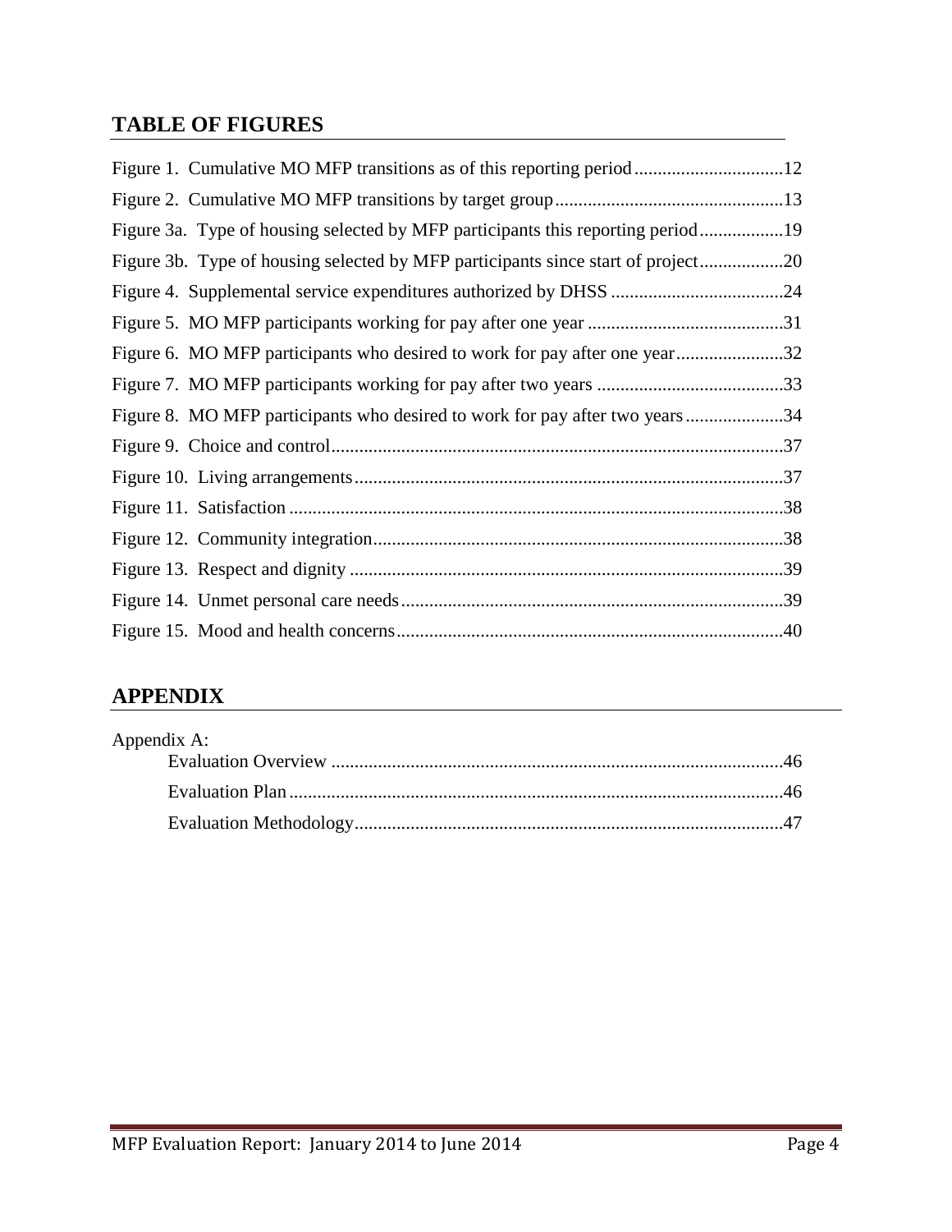## TABLE OF FIGURES

Figure 1. Cumulative MO MFP transitions as of this reporting period ................................12

Figure 2. Cumulative MO MFP transitions by target group .................................................13

Figure 3a. Type of housing selected by MFP participants this reporting period ..................19

Figure 3b. Type of housing selected by MFP participants since start of project ..................20

Figure 4. Supplemental service expenditures authorized by DHSS .....................................24

Figure 5. MO MFP participants working for pay after one year ..........................................31

Figure 6. MO MFP participants who desired to work for pay after one year .......................32

Figure 7. MO MFP participants working for pay after two years ........................................33

Figure 8. MO MFP participants who desired to work for pay after two years .....................34

Figure 9. Choice and control ................................................................................................37

Figure 10. Living arrangements ............................................................................................37

Figure 11. Satisfaction ..........................................................................................................38

Figure 12. Community integration ........................................................................................38

Figure 13. Respect and dignity .............................................................................................39

Figure 14. Unmet personal care needs ..................................................................................39

Figure 15. Mood and health concerns ..................................................................................40

## APPENDIX

Appendix A:

- Evaluation Overview .................................................................................................46
- Evaluation Plan ..........................................................................................................46
- Evaluation Methodology ............................................................................................47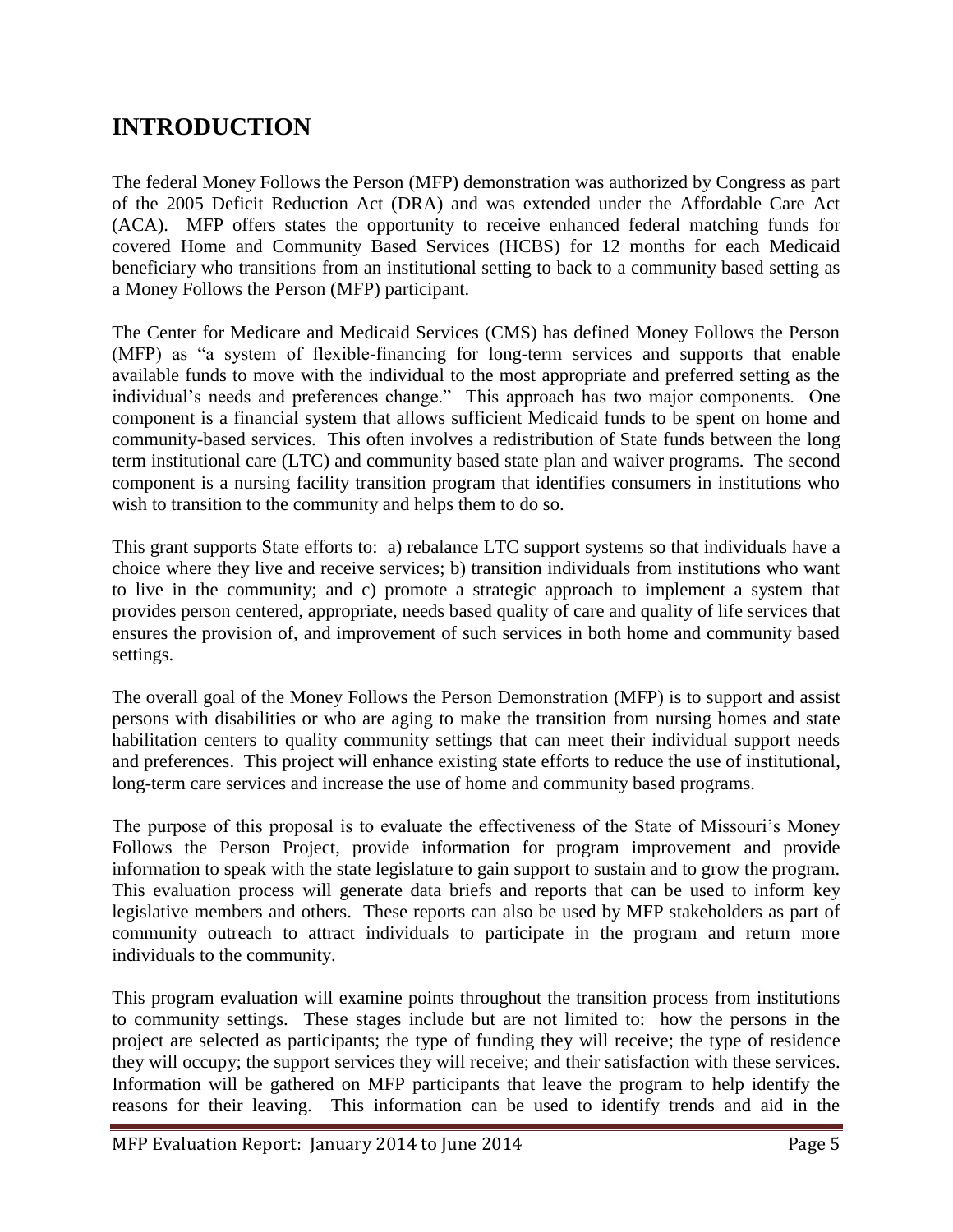# INTRODUCTION

The federal Money Follows the Person (MFP) demonstration was authorized by Congress as part of the 2005 Deficit Reduction Act (DRA) and was extended under the Affordable Care Act (ACA). MFP offers states the opportunity to receive enhanced federal matching funds for covered Home and Community Based Services (HCBS) for 12 months for each Medicaid beneficiary who transitions from an institutional setting to back to a community based setting as a Money Follows the Person (MFP) participant.

The Center for Medicare and Medicaid Services (CMS) has defined Money Follows the Person (MFP) as "a system of flexible-financing for long-term services and supports that enable available funds to move with the individual to the most appropriate and preferred setting as the individual's needs and preferences change." This approach has two major components. One component is a financial system that allows sufficient Medicaid funds to be spent on home and community-based services. This often involves a redistribution of State funds between the long term institutional care (LTC) and community based state plan and waiver programs. The second component is a nursing facility transition program that identifies consumers in institutions who wish to transition to the community and helps them to do so.

This grant supports State efforts to: a) rebalance LTC support systems so that individuals have a choice where they live and receive services; b) transition individuals from institutions who want to live in the community; and c) promote a strategic approach to implement a system that provides person centered, appropriate, needs based quality of care and quality of life services that ensures the provision of, and improvement of such services in both home and community based settings.

The overall goal of the Money Follows the Person Demonstration (MFP) is to support and assist persons with disabilities or who are aging to make the transition from nursing homes and state habilitation centers to quality community settings that can meet their individual support needs and preferences. This project will enhance existing state efforts to reduce the use of institutional, long-term care services and increase the use of home and community based programs.

The purpose of this proposal is to evaluate the effectiveness of the State of Missouri's Money Follows the Person Project, provide information for program improvement and provide information to speak with the state legislature to gain support to sustain and to grow the program. This evaluation process will generate data briefs and reports that can be used to inform key legislative members and others. These reports can also be used by MFP stakeholders as part of community outreach to attract individuals to participate in the program and return more individuals to the community.

This program evaluation will examine points throughout the transition process from institutions to community settings. These stages include but are not limited to: how the persons in the project are selected as participants; the type of funding they will receive; the type of residence they will occupy; the support services they will receive; and their satisfaction with these services. Information will be gathered on MFP participants that leave the program to help identify the reasons for their leaving. This information can be used to identify trends and aid in the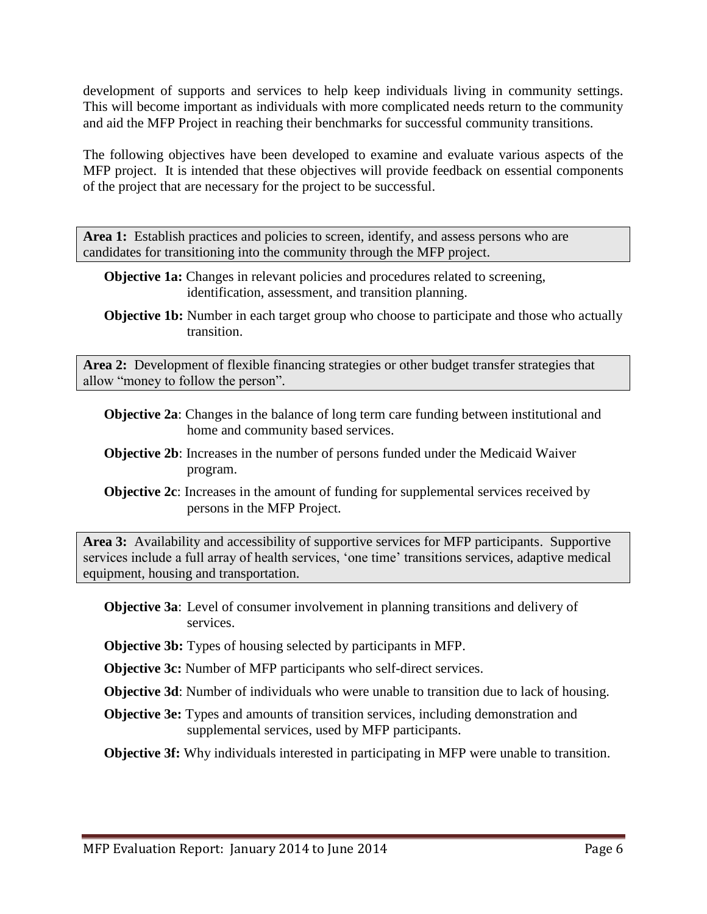development of supports and services to help keep individuals living in community settings. This will become important as individuals with more complicated needs return to the community and aid the MFP Project in reaching their benchmarks for successful community transitions.

The following objectives have been developed to examine and evaluate various aspects of the MFP project. It is intended that these objectives will provide feedback on essential components of the project that are necessary for the project to be successful.

**Area 1:** Establish practices and policies to screen, identify, and assess persons who are candidates for transitioning into the community through the MFP project.

**Objective 1a:** Changes in relevant policies and procedures related to screening, identification, assessment, and transition planning.

**Objective 1b:** Number in each target group who choose to participate and those who actually transition.

**Area 2:** Development of flexible financing strategies or other budget transfer strategies that allow "money to follow the person".

**Objective 2a**: Changes in the balance of long term care funding between institutional and home and community based services.

**Objective 2b**: Increases in the number of persons funded under the Medicaid Waiver program.

**Objective 2c**: Increases in the amount of funding for supplemental services received by persons in the MFP Project.

**Area 3:** Availability and accessibility of supportive services for MFP participants. Supportive services include a full array of health services, 'one time' transitions services, adaptive medical equipment, housing and transportation.

**Objective 3a**: Level of consumer involvement in planning transitions and delivery of services.

**Objective 3b:** Types of housing selected by participants in MFP.

**Objective 3c:** Number of MFP participants who self-direct services.

**Objective 3d**: Number of individuals who were unable to transition due to lack of housing.

**Objective 3e:** Types and amounts of transition services, including demonstration and supplemental services, used by MFP participants.

**Objective 3f:** Why individuals interested in participating in MFP were unable to transition.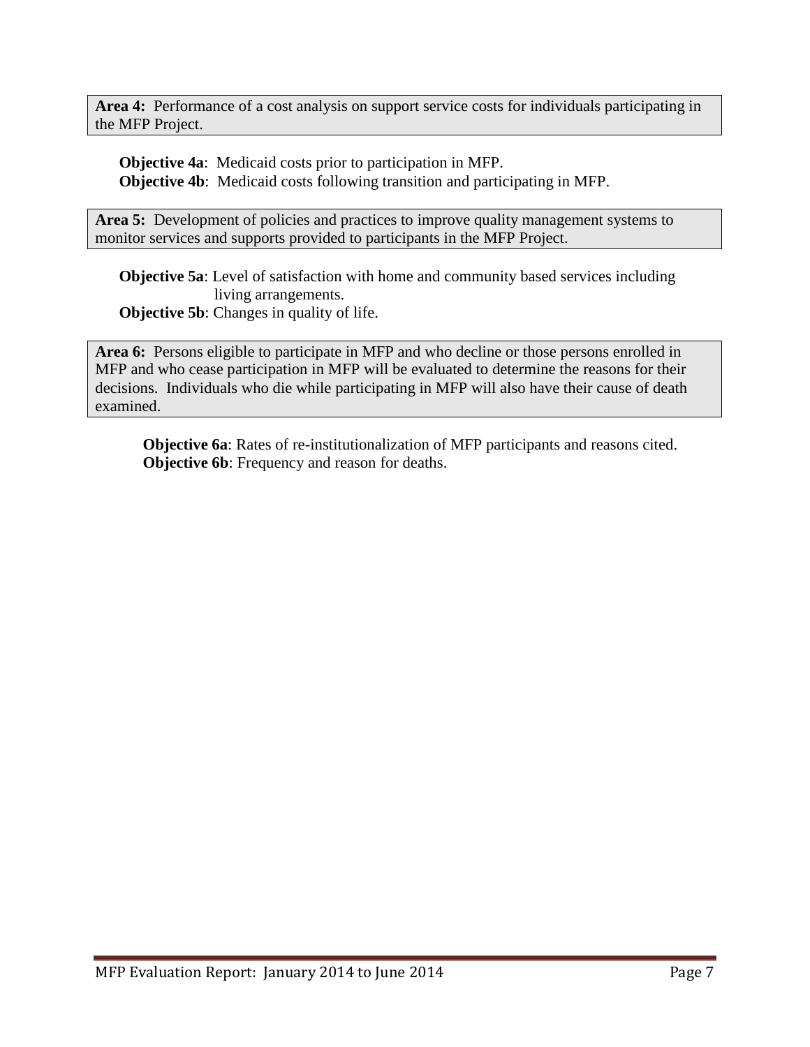**Area 4:** Performance of a cost analysis on support service costs for individuals participating in the MFP Project.

**Objective 4a**: Medicaid costs prior to participation in MFP.
**Objective 4b**: Medicaid costs following transition and participating in MFP.

**Area 5:** Development of policies and practices to improve quality management systems to monitor services and supports provided to participants in the MFP Project.

**Objective 5a**: Level of satisfaction with home and community based services including living arrangements.
**Objective 5b**: Changes in quality of life.

**Area 6:** Persons eligible to participate in MFP and who decline or those persons enrolled in MFP and who cease participation in MFP will be evaluated to determine the reasons for their decisions. Individuals who die while participating in MFP will also have their cause of death examined.

**Objective 6a**: Rates of re-institutionalization of MFP participants and reasons cited.
**Objective 6b**: Frequency and reason for deaths.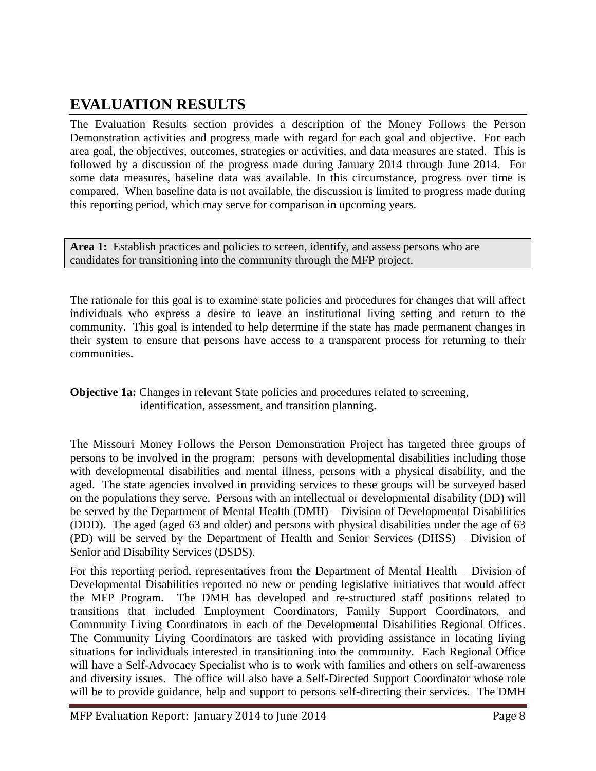# EVALUATION RESULTS

The Evaluation Results section provides a description of the Money Follows the Person Demonstration activities and progress made with regard for each goal and objective. For each area goal, the objectives, outcomes, strategies or activities, and data measures are stated. This is followed by a discussion of the progress made during January 2014 through June 2014. For some data measures, baseline data was available. In this circumstance, progress over time is compared. When baseline data is not available, the discussion is limited to progress made during this reporting period, which may serve for comparison in upcoming years.

**Area 1:** Establish practices and policies to screen, identify, and assess persons who are candidates for transitioning into the community through the MFP project.

The rationale for this goal is to examine state policies and procedures for changes that will affect individuals who express a desire to leave an institutional living setting and return to the community. This goal is intended to help determine if the state has made permanent changes in their system to ensure that persons have access to a transparent process for returning to their communities.

**Objective 1a:** Changes in relevant State policies and procedures related to screening, identification, assessment, and transition planning.

The Missouri Money Follows the Person Demonstration Project has targeted three groups of persons to be involved in the program: persons with developmental disabilities including those with developmental disabilities and mental illness, persons with a physical disability, and the aged. The state agencies involved in providing services to these groups will be surveyed based on the populations they serve. Persons with an intellectual or developmental disability (DD) will be served by the Department of Mental Health (DMH) – Division of Developmental Disabilities (DDD). The aged (aged 63 and older) and persons with physical disabilities under the age of 63 (PD) will be served by the Department of Health and Senior Services (DHSS) – Division of Senior and Disability Services (DSDS).

For this reporting period, representatives from the Department of Mental Health – Division of Developmental Disabilities reported no new or pending legislative initiatives that would affect the MFP Program. The DMH has developed and re-structured staff positions related to transitions that included Employment Coordinators, Family Support Coordinators, and Community Living Coordinators in each of the Developmental Disabilities Regional Offices. The Community Living Coordinators are tasked with providing assistance in locating living situations for individuals interested in transitioning into the community. Each Regional Office will have a Self-Advocacy Specialist who is to work with families and others on self-awareness and diversity issues. The office will also have a Self-Directed Support Coordinator whose role will be to provide guidance, help and support to persons self-directing their services. The DMH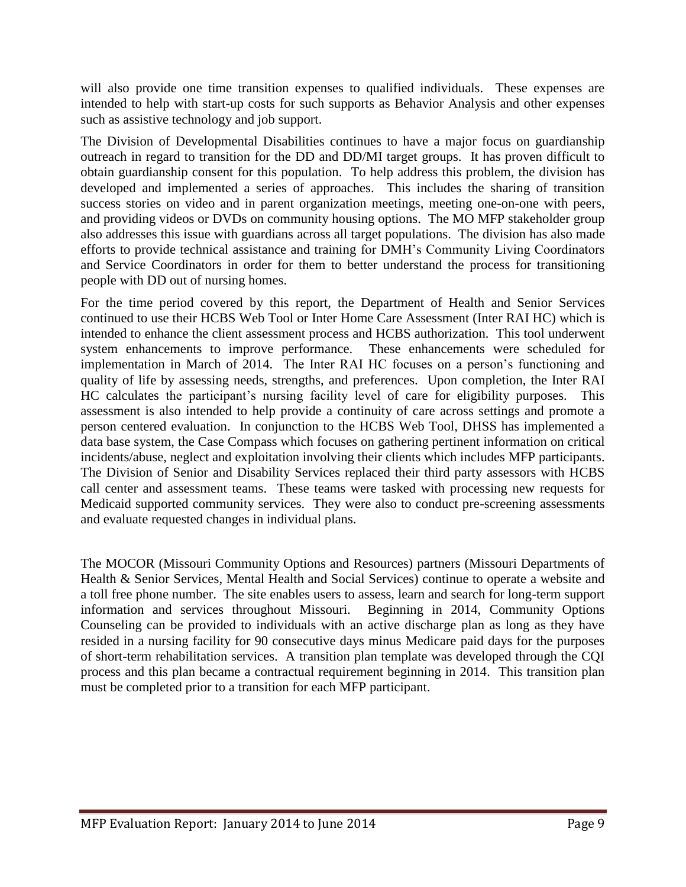will also provide one time transition expenses to qualified individuals. These expenses are intended to help with start-up costs for such supports as Behavior Analysis and other expenses such as assistive technology and job support.

The Division of Developmental Disabilities continues to have a major focus on guardianship outreach in regard to transition for the DD and DD/MI target groups. It has proven difficult to obtain guardianship consent for this population. To help address this problem, the division has developed and implemented a series of approaches. This includes the sharing of transition success stories on video and in parent organization meetings, meeting one-on-one with peers, and providing videos or DVDs on community housing options. The MO MFP stakeholder group also addresses this issue with guardians across all target populations. The division has also made efforts to provide technical assistance and training for DMH's Community Living Coordinators and Service Coordinators in order for them to better understand the process for transitioning people with DD out of nursing homes.

For the time period covered by this report, the Department of Health and Senior Services continued to use their HCBS Web Tool or Inter Home Care Assessment (Inter RAI HC) which is intended to enhance the client assessment process and HCBS authorization. This tool underwent system enhancements to improve performance. These enhancements were scheduled for implementation in March of 2014. The Inter RAI HC focuses on a person's functioning and quality of life by assessing needs, strengths, and preferences. Upon completion, the Inter RAI HC calculates the participant's nursing facility level of care for eligibility purposes. This assessment is also intended to help provide a continuity of care across settings and promote a person centered evaluation. In conjunction to the HCBS Web Tool, DHSS has implemented a data base system, the Case Compass which focuses on gathering pertinent information on critical incidents/abuse, neglect and exploitation involving their clients which includes MFP participants. The Division of Senior and Disability Services replaced their third party assessors with HCBS call center and assessment teams. These teams were tasked with processing new requests for Medicaid supported community services. They were also to conduct pre-screening assessments and evaluate requested changes in individual plans.

The MOCOR (Missouri Community Options and Resources) partners (Missouri Departments of Health & Senior Services, Mental Health and Social Services) continue to operate a website and a toll free phone number. The site enables users to assess, learn and search for long-term support information and services throughout Missouri. Beginning in 2014, Community Options Counseling can be provided to individuals with an active discharge plan as long as they have resided in a nursing facility for 90 consecutive days minus Medicare paid days for the purposes of short-term rehabilitation services. A transition plan template was developed through the CQI process and this plan became a contractual requirement beginning in 2014. This transition plan must be completed prior to a transition for each MFP participant.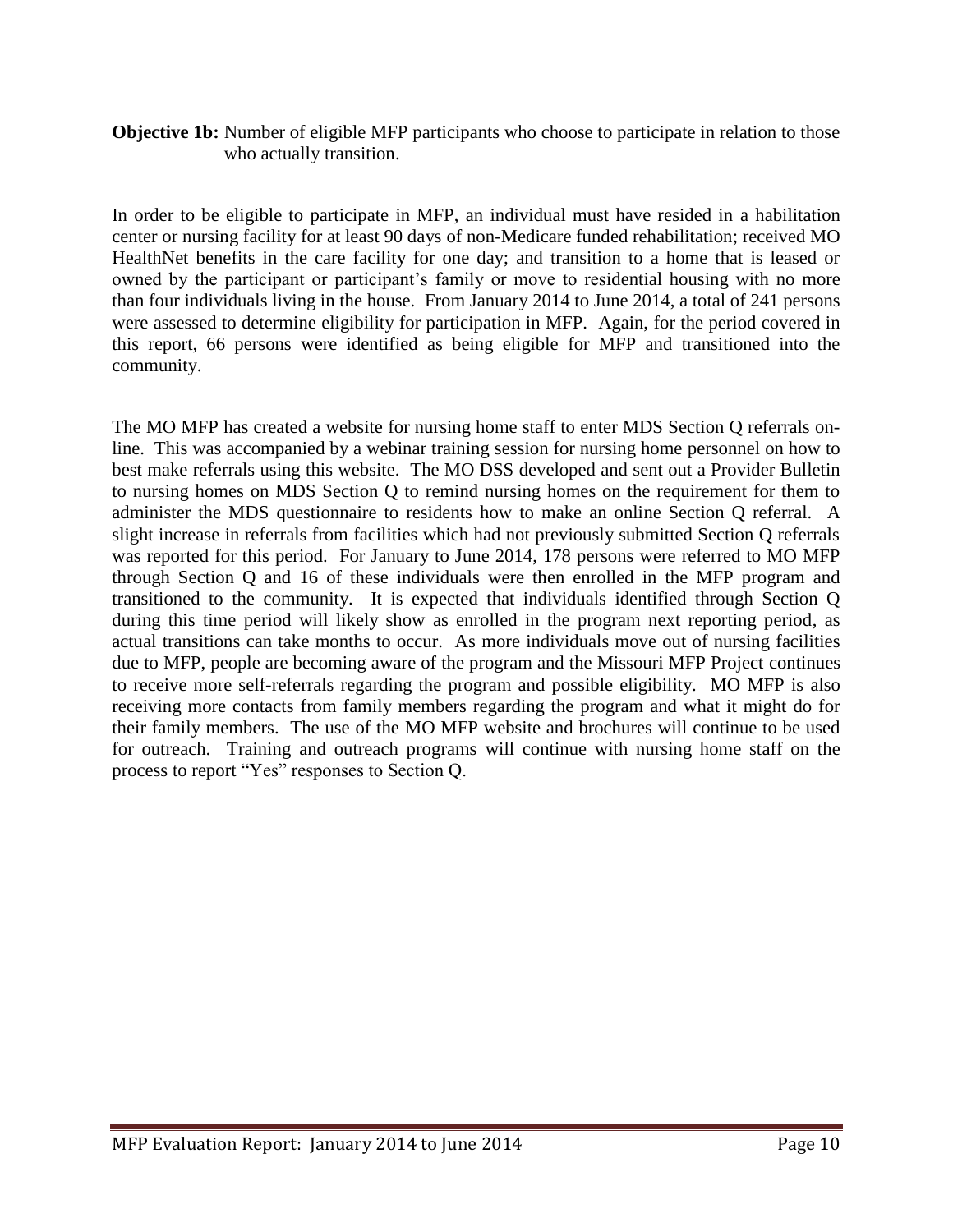**Objective 1b:** Number of eligible MFP participants who choose to participate in relation to those who actually transition.

In order to be eligible to participate in MFP, an individual must have resided in a habilitation center or nursing facility for at least 90 days of non-Medicare funded rehabilitation; received MO HealthNet benefits in the care facility for one day; and transition to a home that is leased or owned by the participant or participant's family or move to residential housing with no more than four individuals living in the house. From January 2014 to June 2014, a total of 241 persons were assessed to determine eligibility for participation in MFP. Again, for the period covered in this report, 66 persons were identified as being eligible for MFP and transitioned into the community.

The MO MFP has created a website for nursing home staff to enter MDS Section Q referrals on-line. This was accompanied by a webinar training session for nursing home personnel on how to best make referrals using this website. The MO DSS developed and sent out a Provider Bulletin to nursing homes on MDS Section Q to remind nursing homes on the requirement for them to administer the MDS questionnaire to residents how to make an online Section Q referral. A slight increase in referrals from facilities which had not previously submitted Section Q referrals was reported for this period. For January to June 2014, 178 persons were referred to MO MFP through Section Q and 16 of these individuals were then enrolled in the MFP program and transitioned to the community. It is expected that individuals identified through Section Q during this time period will likely show as enrolled in the program next reporting period, as actual transitions can take months to occur. As more individuals move out of nursing facilities due to MFP, people are becoming aware of the program and the Missouri MFP Project continues to receive more self-referrals regarding the program and possible eligibility. MO MFP is also receiving more contacts from family members regarding the program and what it might do for their family members. The use of the MO MFP website and brochures will continue to be used for outreach. Training and outreach programs will continue with nursing home staff on the process to report "Yes" responses to Section Q.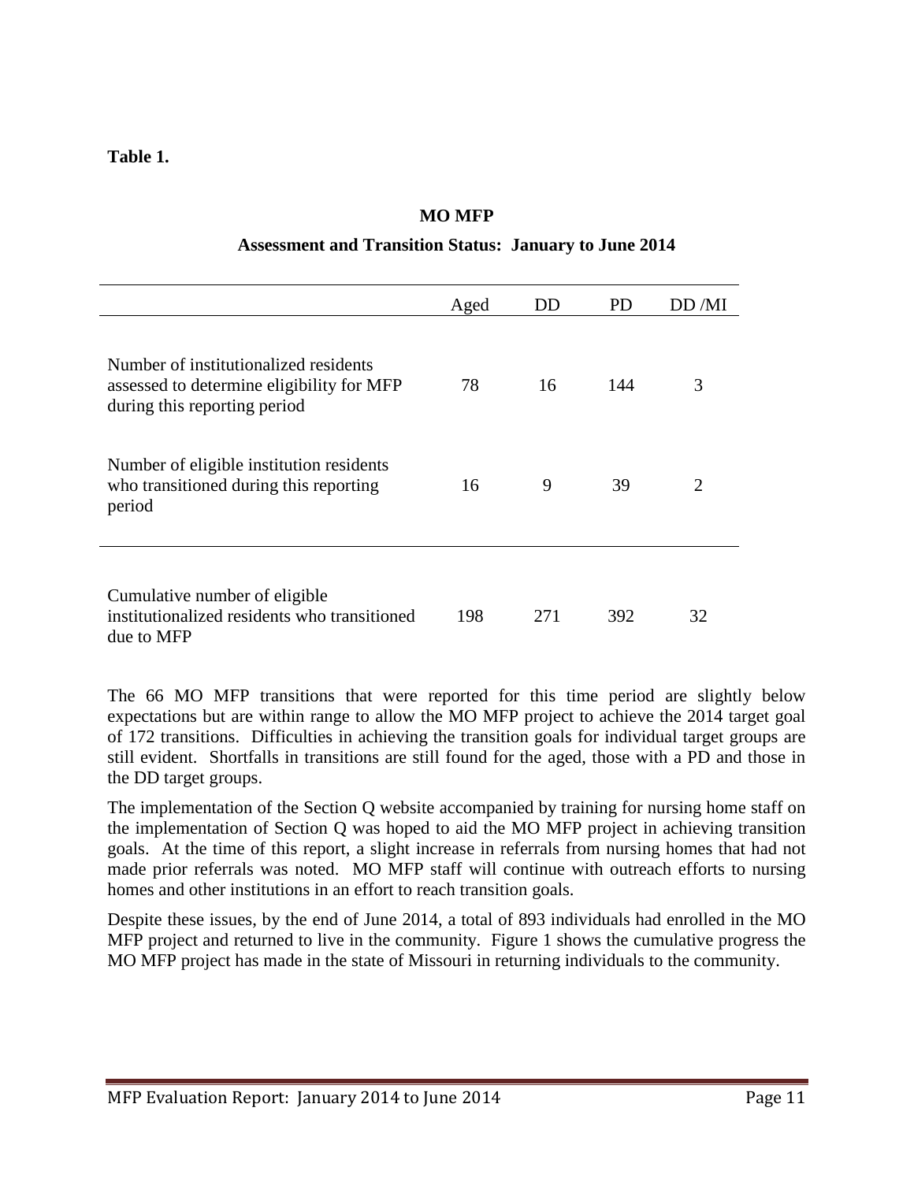**Table 1.**

**MO MFP**

**Assessment and Transition Status: January to June 2014**

| | Aged | DD | PD | DD /MI |
|---|---|---|---|---|
| Number of institutionalized residents assessed to determine eligibility for MFP during this reporting period | 78 | 16 | 144 | 3 |
| Number of eligible institution residents who transitioned during this reporting period | 16 | 9 | 39 | 2 |
| Cumulative number of eligible institutionalized residents who transitioned due to MFP | 198 | 271 | 392 | 32 |

The 66 MO MFP transitions that were reported for this time period are slightly below expectations but are within range to allow the MO MFP project to achieve the 2014 target goal of 172 transitions. Difficulties in achieving the transition goals for individual target groups are still evident. Shortfalls in transitions are still found for the aged, those with a PD and those in the DD target groups.

The implementation of the Section Q website accompanied by training for nursing home staff on the implementation of Section Q was hoped to aid the MO MFP project in achieving transition goals. At the time of this report, a slight increase in referrals from nursing homes that had not made prior referrals was noted. MO MFP staff will continue with outreach efforts to nursing homes and other institutions in an effort to reach transition goals.

Despite these issues, by the end of June 2014, a total of 893 individuals had enrolled in the MO MFP project and returned to live in the community. Figure 1 shows the cumulative progress the MO MFP project has made in the state of Missouri in returning individuals to the community.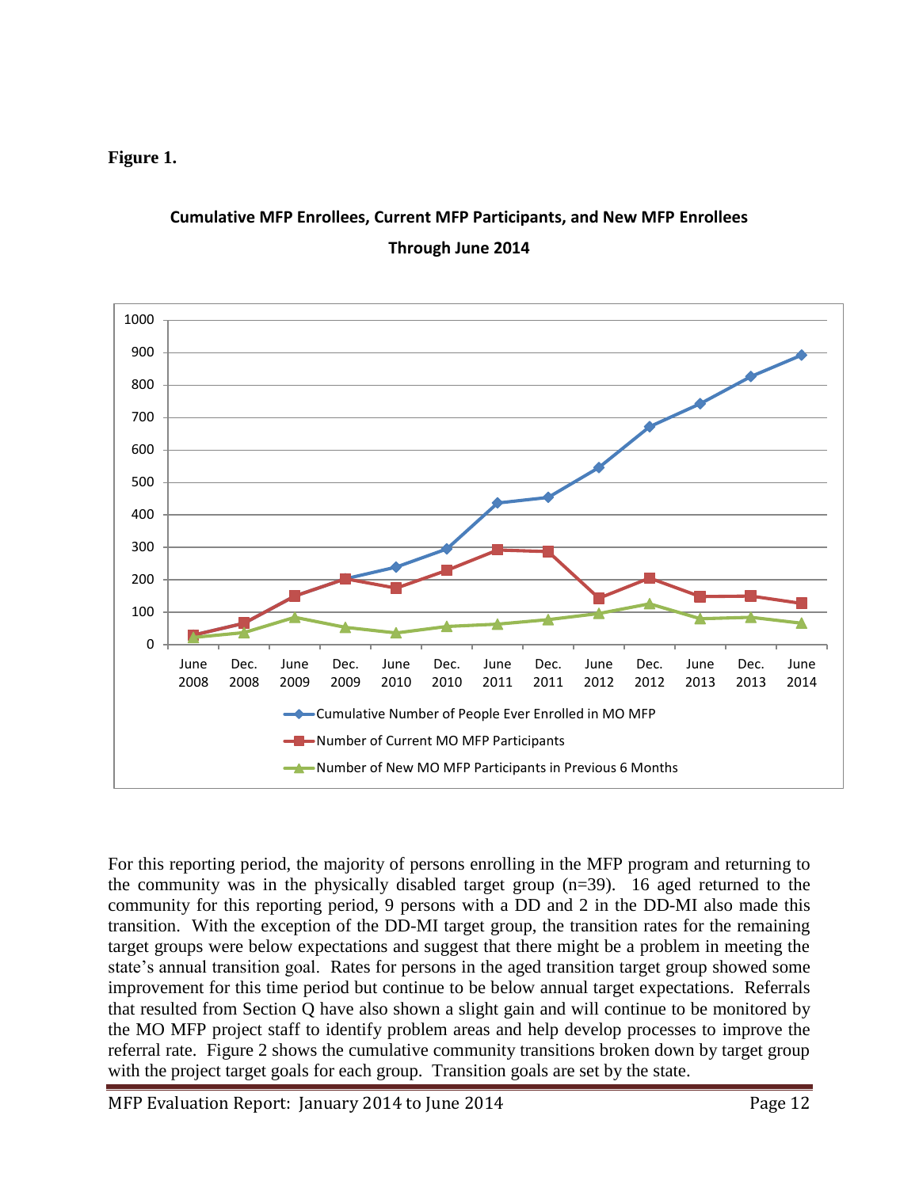**Figure 1.**

**Cumulative MFP Enrollees, Current MFP Participants, and New MFP Enrollees Through June 2014**

For this reporting period, the majority of persons enrolling in the MFP program and returning to the community was in the physically disabled target group (n=39). 16 aged returned to the community for this reporting period, 9 persons with a DD and 2 in the DD-MI also made this transition. With the exception of the DD-MI target group, the transition rates for the remaining target groups were below expectations and suggest that there might be a problem in meeting the state's annual transition goal. Rates for persons in the aged transition target group showed some improvement for this time period but continue to be below annual target expectations. Referrals that resulted from Section Q have also shown a slight gain and will continue to be monitored by the MO MFP project staff to identify problem areas and help develop processes to improve the referral rate. Figure 2 shows the cumulative community transitions broken down by target group with the project target goals for each group. Transition goals are set by the state.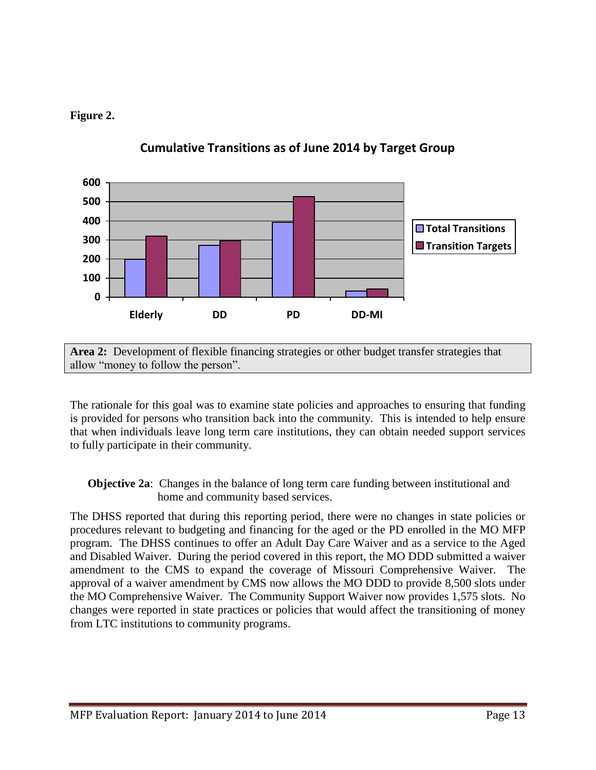**Figure 2.**

**Cumulative Transitions as of June 2014 by Target Group**

**Area 2:** Development of flexible financing strategies or other budget transfer strategies that allow "money to follow the person".

The rationale for this goal was to examine state policies and approaches to ensuring that funding is provided for persons who transition back into the community. This is intended to help ensure that when individuals leave long term care institutions, they can obtain needed support services to fully participate in their community.

**Objective 2a**: Changes in the balance of long term care funding between institutional and home and community based services.

The DHSS reported that during this reporting period, there were no changes in state policies or procedures relevant to budgeting and financing for the aged or the PD enrolled in the MO MFP program. The DHSS continues to offer an Adult Day Care Waiver and as a service to the Aged and Disabled Waiver. During the period covered in this report, the MO DDD submitted a waiver amendment to the CMS to expand the coverage of Missouri Comprehensive Waiver. The approval of a waiver amendment by CMS now allows the MO DDD to provide 8,500 slots under the MO Comprehensive Waiver. The Community Support Waiver now provides 1,575 slots. No changes were reported in state practices or policies that would affect the transitioning of money from LTC institutions to community programs.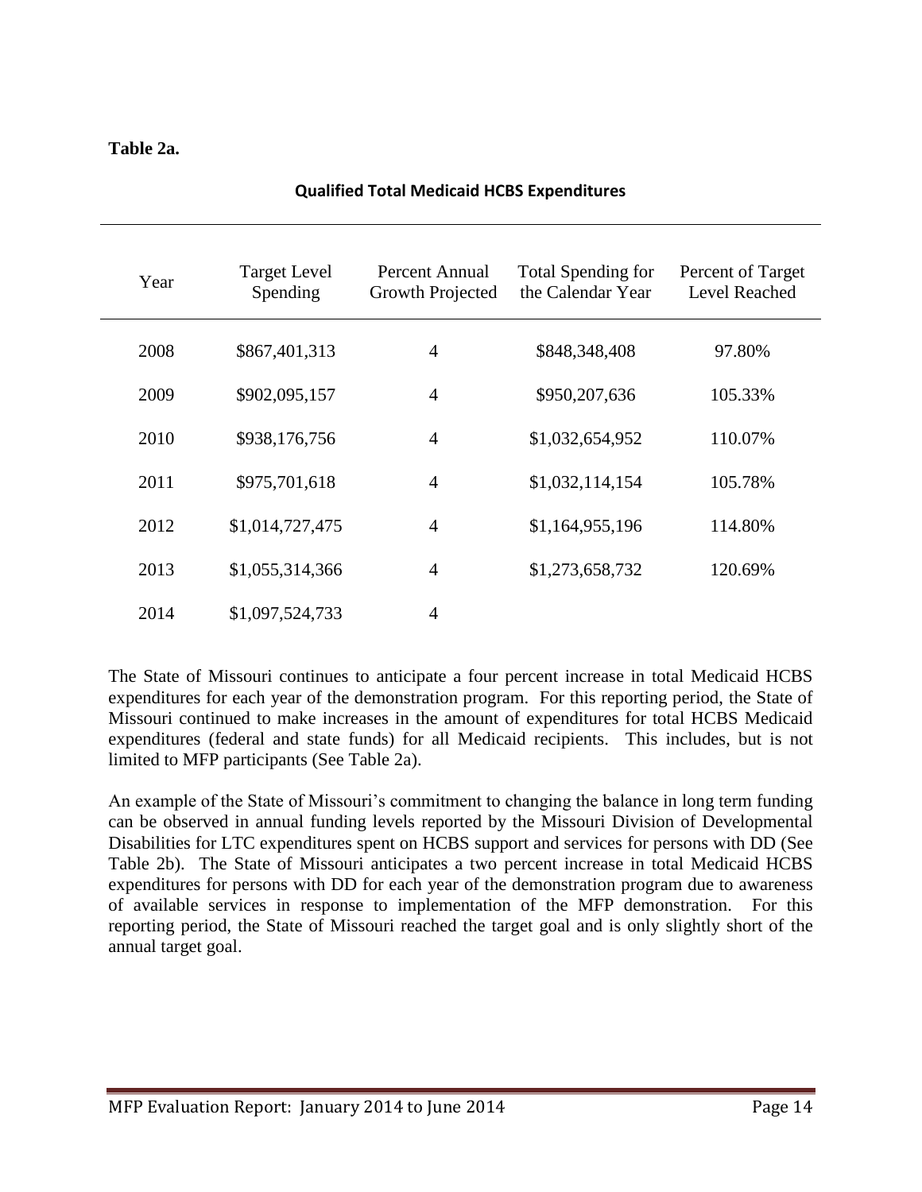**Table 2a.**

**Qualified Total Medicaid HCBS Expenditures**

| Year | Target Level Spending | Percent Annual Growth Projected | Total Spending for the Calendar Year | Percent of Target Level Reached |
|---|---|---|---|---|
| 2008 | $867,401,313 | 4 | $848,348,408 | 97.80% |
| 2009 | $902,095,157 | 4 | $950,207,636 | 105.33% |
| 2010 | $938,176,756 | 4 | $1,032,654,952 | 110.07% |
| 2011 | $975,701,618 | 4 | $1,032,114,154 | 105.78% |
| 2012 | $1,014,727,475 | 4 | $1,164,955,196 | 114.80% |
| 2013 | $1,055,314,366 | 4 | $1,273,658,732 | 120.69% |
| 2014 | $1,097,524,733 | 4 | | |

The State of Missouri continues to anticipate a four percent increase in total Medicaid HCBS expenditures for each year of the demonstration program. For this reporting period, the State of Missouri continued to make increases in the amount of expenditures for total HCBS Medicaid expenditures (federal and state funds) for all Medicaid recipients. This includes, but is not limited to MFP participants (See Table 2a).

An example of the State of Missouri's commitment to changing the balance in long term funding can be observed in annual funding levels reported by the Missouri Division of Developmental Disabilities for LTC expenditures spent on HCBS support and services for persons with DD (See Table 2b). The State of Missouri anticipates a two percent increase in total Medicaid HCBS expenditures for persons with DD for each year of the demonstration program due to awareness of available services in response to implementation of the MFP demonstration. For this reporting period, the State of Missouri reached the target goal and is only slightly short of the annual target goal.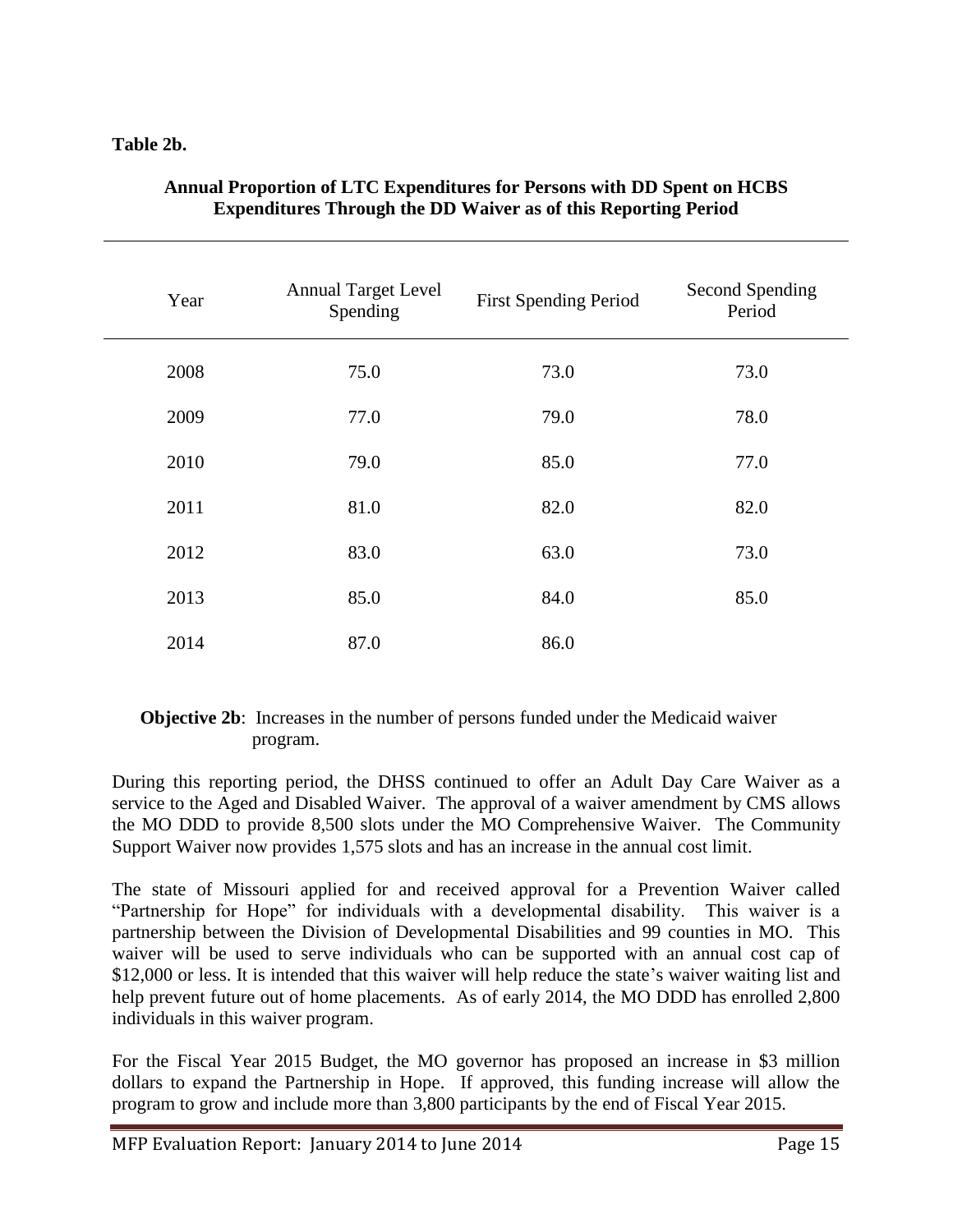**Table 2b.**

**Annual Proportion of LTC Expenditures for Persons with DD Spent on HCBS Expenditures Through the DD Waiver as of this Reporting Period**

| Year | Annual Target Level Spending | First Spending Period | Second Spending Period |
|---|---|---|---|
| 2008 | 75.0 | 73.0 | 73.0 |
| 2009 | 77.0 | 79.0 | 78.0 |
| 2010 | 79.0 | 85.0 | 77.0 |
| 2011 | 81.0 | 82.0 | 82.0 |
| 2012 | 83.0 | 63.0 | 73.0 |
| 2013 | 85.0 | 84.0 | 85.0 |
| 2014 | 87.0 | 86.0 | |

**Objective 2b**: Increases in the number of persons funded under the Medicaid waiver program.

During this reporting period, the DHSS continued to offer an Adult Day Care Waiver as a service to the Aged and Disabled Waiver. The approval of a waiver amendment by CMS allows the MO DDD to provide 8,500 slots under the MO Comprehensive Waiver. The Community Support Waiver now provides 1,575 slots and has an increase in the annual cost limit.

The state of Missouri applied for and received approval for a Prevention Waiver called "Partnership for Hope" for individuals with a developmental disability. This waiver is a partnership between the Division of Developmental Disabilities and 99 counties in MO. This waiver will be used to serve individuals who can be supported with an annual cost cap of $12,000 or less. It is intended that this waiver will help reduce the state's waiver waiting list and help prevent future out of home placements. As of early 2014, the MO DDD has enrolled 2,800 individuals in this waiver program.

For the Fiscal Year 2015 Budget, the MO governor has proposed an increase in $3 million dollars to expand the Partnership in Hope. If approved, this funding increase will allow the program to grow and include more than 3,800 participants by the end of Fiscal Year 2015.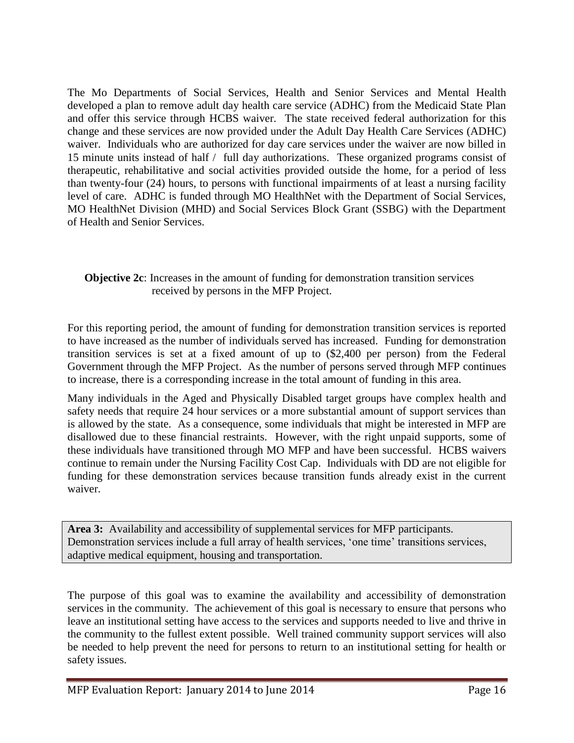The Mo Departments of Social Services, Health and Senior Services and Mental Health developed a plan to remove adult day health care service (ADHC) from the Medicaid State Plan and offer this service through HCBS waiver. The state received federal authorization for this change and these services are now provided under the Adult Day Health Care Services (ADHC) waiver. Individuals who are authorized for day care services under the waiver are now billed in 15 minute units instead of half / full day authorizations. These organized programs consist of therapeutic, rehabilitative and social activities provided outside the home, for a period of less than twenty-four (24) hours, to persons with functional impairments of at least a nursing facility level of care. ADHC is funded through MO HealthNet with the Department of Social Services, MO HealthNet Division (MHD) and Social Services Block Grant (SSBG) with the Department of Health and Senior Services.

**Objective 2c**: Increases in the amount of funding for demonstration transition services received by persons in the MFP Project.

For this reporting period, the amount of funding for demonstration transition services is reported to have increased as the number of individuals served has increased. Funding for demonstration transition services is set at a fixed amount of up to ($2,400 per person) from the Federal Government through the MFP Project. As the number of persons served through MFP continues to increase, there is a corresponding increase in the total amount of funding in this area.

Many individuals in the Aged and Physically Disabled target groups have complex health and safety needs that require 24 hour services or a more substantial amount of support services than is allowed by the state. As a consequence, some individuals that might be interested in MFP are disallowed due to these financial restraints. However, with the right unpaid supports, some of these individuals have transitioned through MO MFP and have been successful. HCBS waivers continue to remain under the Nursing Facility Cost Cap. Individuals with DD are not eligible for funding for these demonstration services because transition funds already exist in the current waiver.

**Area 3:** Availability and accessibility of supplemental services for MFP participants. Demonstration services include a full array of health services, 'one time' transitions services, adaptive medical equipment, housing and transportation.

The purpose of this goal was to examine the availability and accessibility of demonstration services in the community. The achievement of this goal is necessary to ensure that persons who leave an institutional setting have access to the services and supports needed to live and thrive in the community to the fullest extent possible. Well trained community support services will also be needed to help prevent the need for persons to return to an institutional setting for health or safety issues.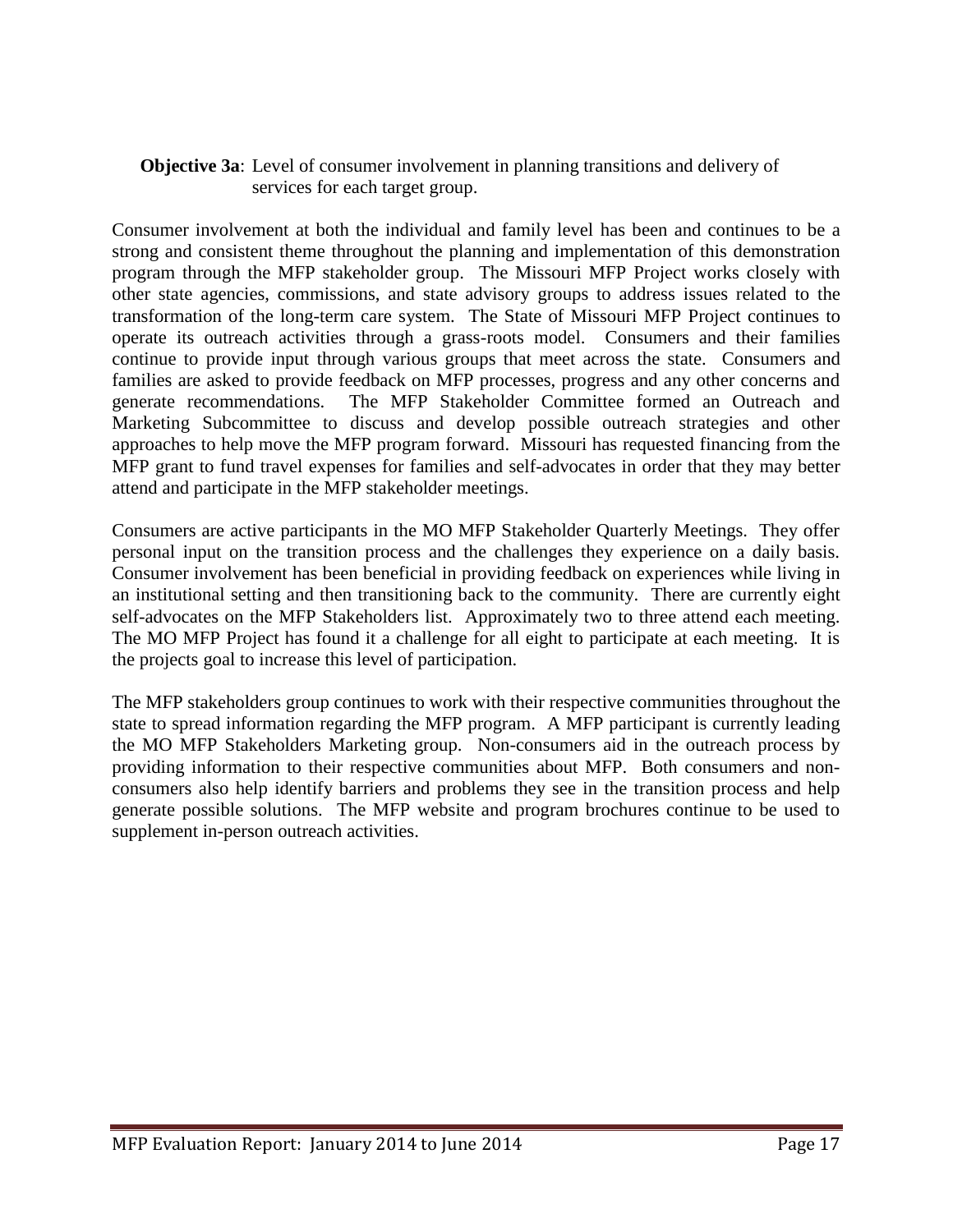**Objective 3a**: Level of consumer involvement in planning transitions and delivery of services for each target group.

Consumer involvement at both the individual and family level has been and continues to be a strong and consistent theme throughout the planning and implementation of this demonstration program through the MFP stakeholder group. The Missouri MFP Project works closely with other state agencies, commissions, and state advisory groups to address issues related to the transformation of the long-term care system. The State of Missouri MFP Project continues to operate its outreach activities through a grass-roots model. Consumers and their families continue to provide input through various groups that meet across the state. Consumers and families are asked to provide feedback on MFP processes, progress and any other concerns and generate recommendations. The MFP Stakeholder Committee formed an Outreach and Marketing Subcommittee to discuss and develop possible outreach strategies and other approaches to help move the MFP program forward. Missouri has requested financing from the MFP grant to fund travel expenses for families and self-advocates in order that they may better attend and participate in the MFP stakeholder meetings.

Consumers are active participants in the MO MFP Stakeholder Quarterly Meetings. They offer personal input on the transition process and the challenges they experience on a daily basis. Consumer involvement has been beneficial in providing feedback on experiences while living in an institutional setting and then transitioning back to the community. There are currently eight self-advocates on the MFP Stakeholders list. Approximately two to three attend each meeting. The MO MFP Project has found it a challenge for all eight to participate at each meeting. It is the projects goal to increase this level of participation.

The MFP stakeholders group continues to work with their respective communities throughout the state to spread information regarding the MFP program. A MFP participant is currently leading the MO MFP Stakeholders Marketing group. Non-consumers aid in the outreach process by providing information to their respective communities about MFP. Both consumers and non-consumers also help identify barriers and problems they see in the transition process and help generate possible solutions. The MFP website and program brochures continue to be used to supplement in-person outreach activities.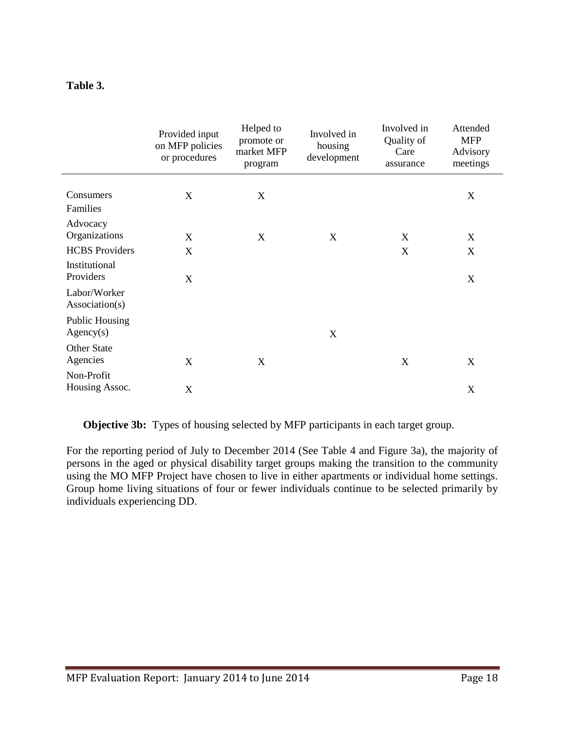**Table 3.**

| | Provided input on MFP policies or procedures | Helped to promote or market MFP program | Involved in housing development | Involved in Quality of Care assurance | Attended MFP Advisory meetings |
|---|---|---|---|---|---|
| Consumers Families | X | X | | | X |
| Advocacy Organizations | X | X | X | X | X |
| HCBS Providers | X | | | X | X |
| Institutional Providers | X | | | | X |
| Labor/Worker Association(s) | | | | | |
| Public Housing Agency(s) | | | X | | |
| Other State Agencies | X | X | | X | X |
| Non-Profit Housing Assoc. | X | | | | X |

**Objective 3b:** Types of housing selected by MFP participants in each target group.

For the reporting period of July to December 2014 (See Table 4 and Figure 3a), the majority of persons in the aged or physical disability target groups making the transition to the community using the MO MFP Project have chosen to live in either apartments or individual home settings. Group home living situations of four or fewer individuals continue to be selected primarily by individuals experiencing DD.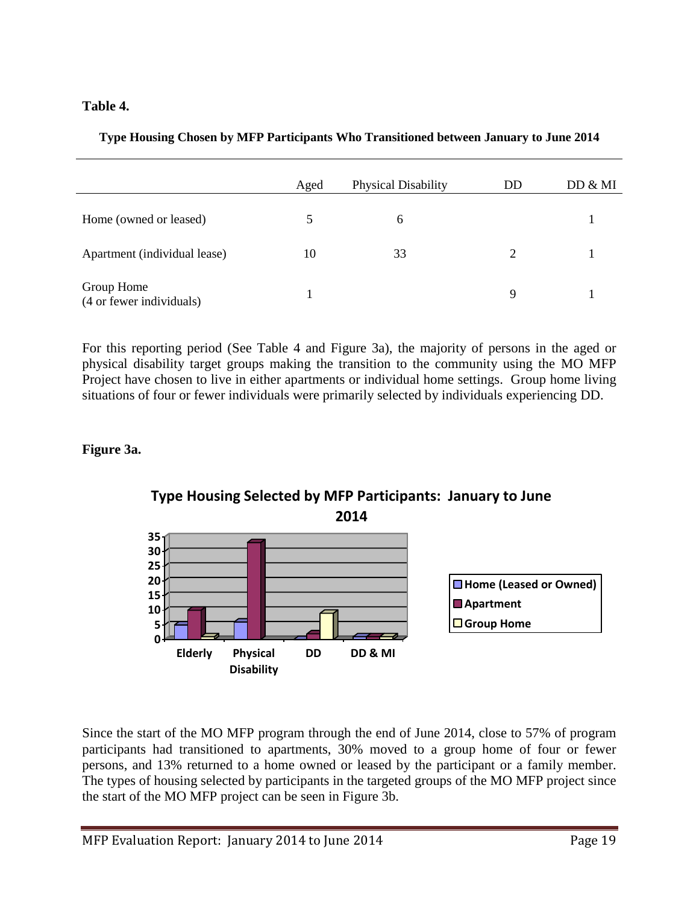**Table 4.**

**Type Housing Chosen by MFP Participants Who Transitioned between January to June 2014**

| | Aged | Physical Disability | DD | DD & MI |
|---|---|---|---|---|
| Home (owned or leased) | 5 | 6 | | 1 |
| Apartment (individual lease) | 10 | 33 | 2 | 1 |
| Group Home (4 or fewer individuals) | 1 | | 9 | 1 |

For this reporting period (See Table 4 and Figure 3a), the majority of persons in the aged or physical disability target groups making the transition to the community using the MO MFP Project have chosen to live in either apartments or individual home settings. Group home living situations of four or fewer individuals were primarily selected by individuals experiencing DD.

**Figure 3a.**

**Type Housing Selected by MFP Participants: January to June 2014**

Since the start of the MO MFP program through the end of June 2014, close to 57% of program participants had transitioned to apartments, 30% moved to a group home of four or fewer persons, and 13% returned to a home owned or leased by the participant or a family member. The types of housing selected by participants in the targeted groups of the MO MFP project since the start of the MO MFP project can be seen in Figure 3b.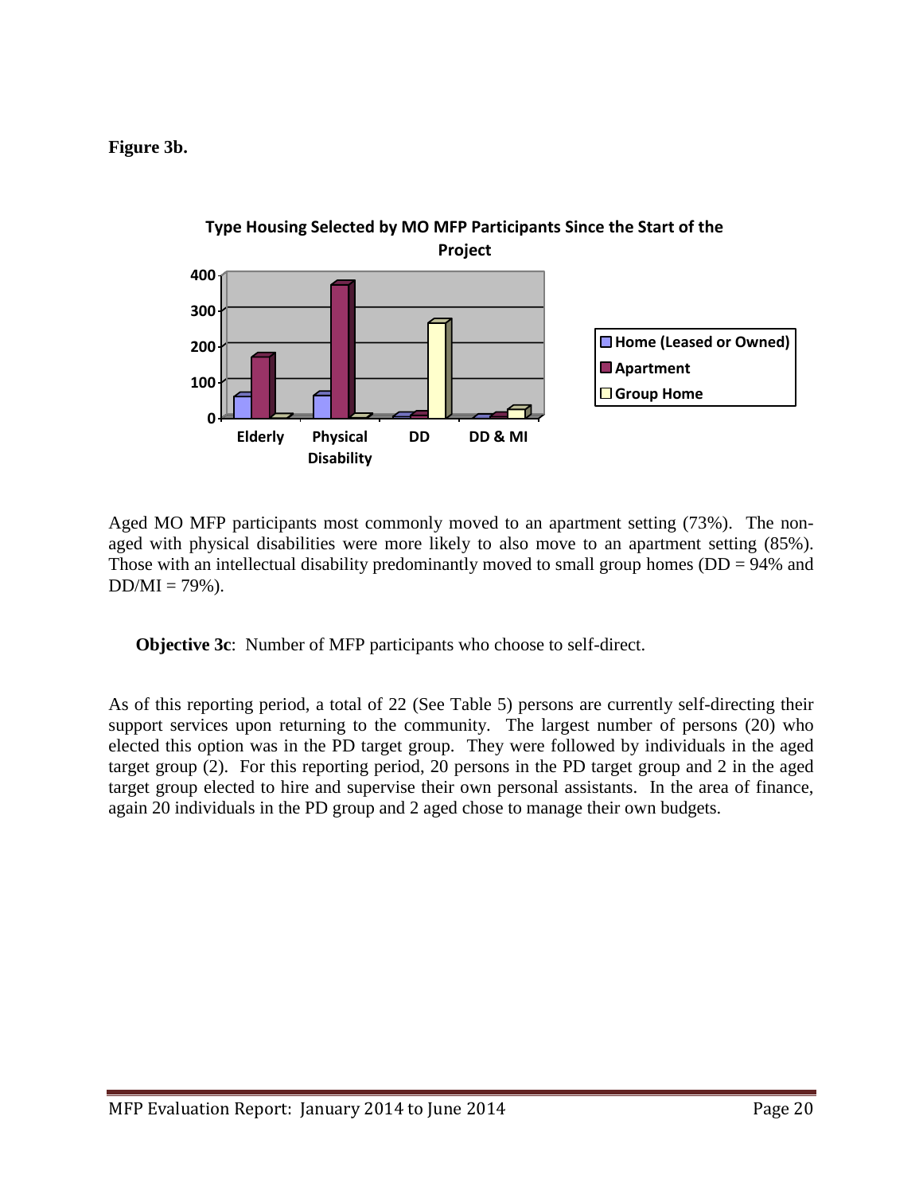**Figure 3b.**

**Type Housing Selected by MO MFP Participants Since the Start of the Project**

Aged MO MFP participants most commonly moved to an apartment setting (73%). The non-aged with physical disabilities were more likely to also move to an apartment setting (85%). Those with an intellectual disability predominantly moved to small group homes (DD = 94% and DD/MI = 79%).

**Objective 3c**: Number of MFP participants who choose to self-direct.

As of this reporting period, a total of 22 (See Table 5) persons are currently self-directing their support services upon returning to the community. The largest number of persons (20) who elected this option was in the PD target group. They were followed by individuals in the aged target group (2). For this reporting period, 20 persons in the PD target group and 2 in the aged target group elected to hire and supervise their own personal assistants. In the area of finance, again 20 individuals in the PD group and 2 aged chose to manage their own budgets.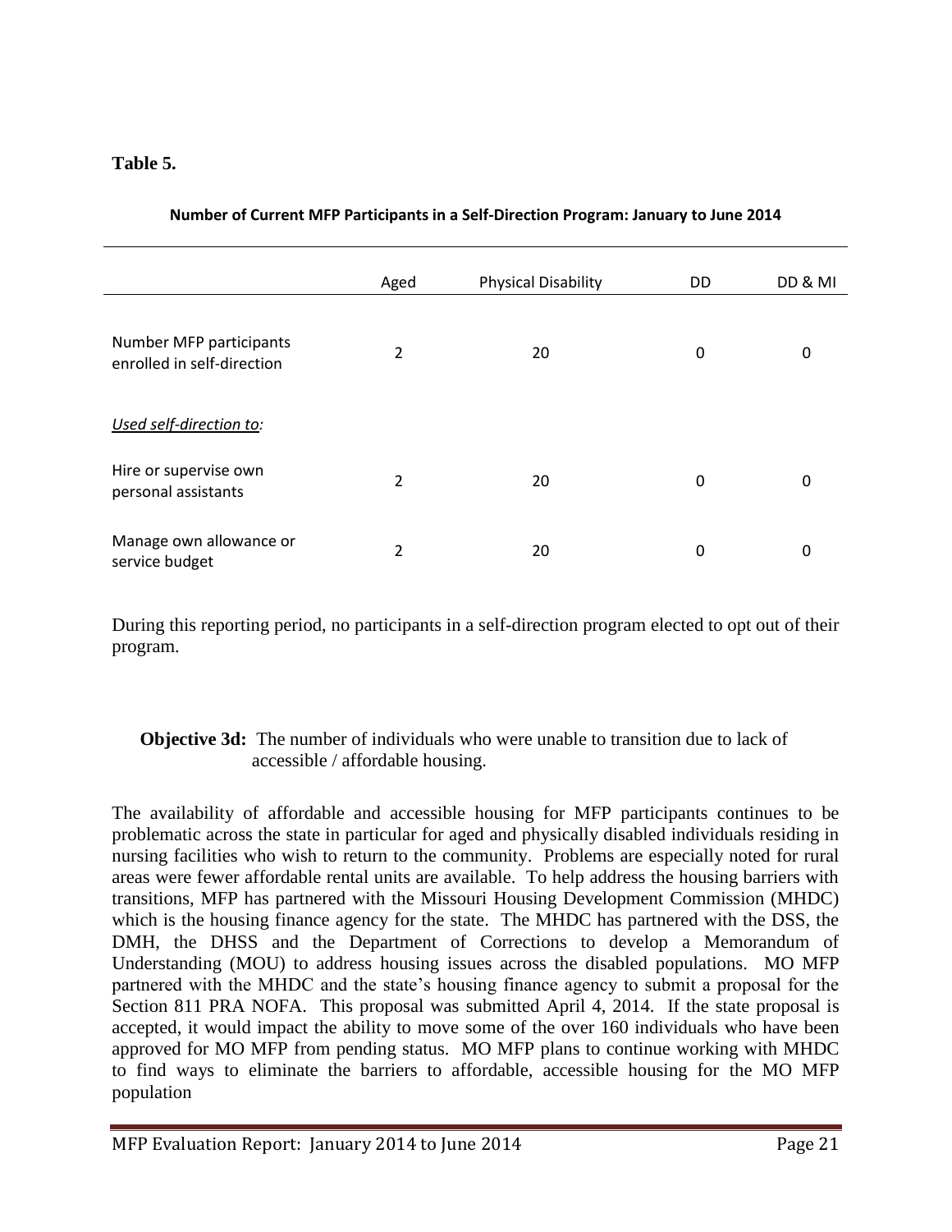**Table 5.**

**Number of Current MFP Participants in a Self-Direction Program: January to June 2014**

| | Aged | Physical Disability | DD | DD & MI |
|---|---|---|---|---|
| Number MFP participants enrolled in self-direction | 2 | 20 | 0 | 0 |
| *Used self-direction to:* | | | | |
| Hire or supervise own personal assistants | 2 | 20 | 0 | 0 |
| Manage own allowance or service budget | 2 | 20 | 0 | 0 |

During this reporting period, no participants in a self-direction program elected to opt out of their program.

**Objective 3d:** The number of individuals who were unable to transition due to lack of accessible / affordable housing.

The availability of affordable and accessible housing for MFP participants continues to be problematic across the state in particular for aged and physically disabled individuals residing in nursing facilities who wish to return to the community. Problems are especially noted for rural areas were fewer affordable rental units are available. To help address the housing barriers with transitions, MFP has partnered with the Missouri Housing Development Commission (MHDC) which is the housing finance agency for the state. The MHDC has partnered with the DSS, the DMH, the DHSS and the Department of Corrections to develop a Memorandum of Understanding (MOU) to address housing issues across the disabled populations. MO MFP partnered with the MHDC and the state's housing finance agency to submit a proposal for the Section 811 PRA NOFA. This proposal was submitted April 4, 2014. If the state proposal is accepted, it would impact the ability to move some of the over 160 individuals who have been approved for MO MFP from pending status. MO MFP plans to continue working with MHDC to find ways to eliminate the barriers to affordable, accessible housing for the MO MFP population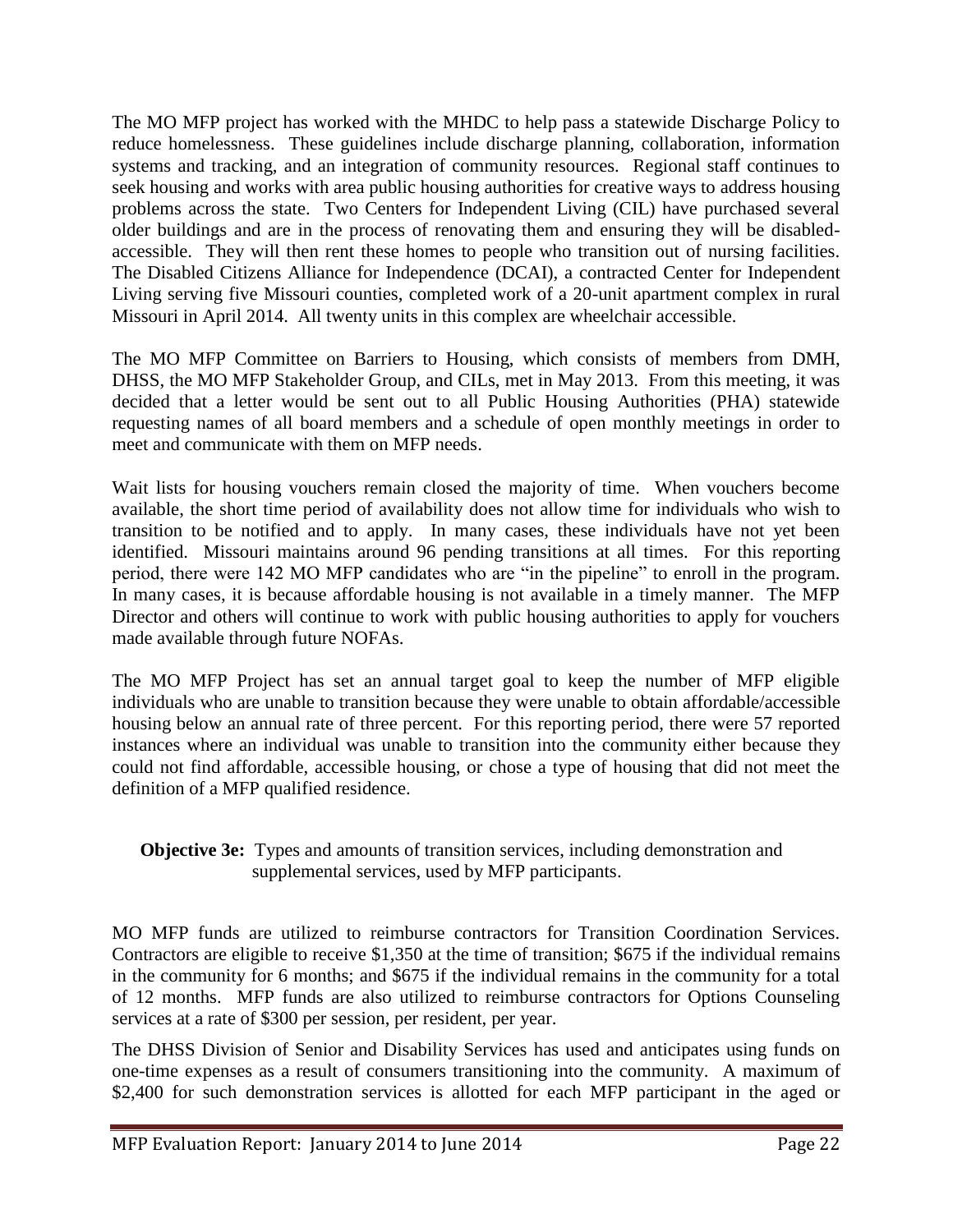The MO MFP project has worked with the MHDC to help pass a statewide Discharge Policy to reduce homelessness. These guidelines include discharge planning, collaboration, information systems and tracking, and an integration of community resources. Regional staff continues to seek housing and works with area public housing authorities for creative ways to address housing problems across the state. Two Centers for Independent Living (CIL) have purchased several older buildings and are in the process of renovating them and ensuring they will be disabled-accessible. They will then rent these homes to people who transition out of nursing facilities. The Disabled Citizens Alliance for Independence (DCAI), a contracted Center for Independent Living serving five Missouri counties, completed work of a 20-unit apartment complex in rural Missouri in April 2014. All twenty units in this complex are wheelchair accessible.

The MO MFP Committee on Barriers to Housing, which consists of members from DMH, DHSS, the MO MFP Stakeholder Group, and CILs, met in May 2013. From this meeting, it was decided that a letter would be sent out to all Public Housing Authorities (PHA) statewide requesting names of all board members and a schedule of open monthly meetings in order to meet and communicate with them on MFP needs.

Wait lists for housing vouchers remain closed the majority of time. When vouchers become available, the short time period of availability does not allow time for individuals who wish to transition to be notified and to apply. In many cases, these individuals have not yet been identified. Missouri maintains around 96 pending transitions at all times. For this reporting period, there were 142 MO MFP candidates who are "in the pipeline" to enroll in the program. In many cases, it is because affordable housing is not available in a timely manner. The MFP Director and others will continue to work with public housing authorities to apply for vouchers made available through future NOFAs.

The MO MFP Project has set an annual target goal to keep the number of MFP eligible individuals who are unable to transition because they were unable to obtain affordable/accessible housing below an annual rate of three percent. For this reporting period, there were 57 reported instances where an individual was unable to transition into the community either because they could not find affordable, accessible housing, or chose a type of housing that did not meet the definition of a MFP qualified residence.

**Objective 3e:** Types and amounts of transition services, including demonstration and supplemental services, used by MFP participants.

MO MFP funds are utilized to reimburse contractors for Transition Coordination Services. Contractors are eligible to receive $1,350 at the time of transition; $675 if the individual remains in the community for 6 months; and $675 if the individual remains in the community for a total of 12 months. MFP funds are also utilized to reimburse contractors for Options Counseling services at a rate of $300 per session, per resident, per year.

The DHSS Division of Senior and Disability Services has used and anticipates using funds on one-time expenses as a result of consumers transitioning into the community. A maximum of $2,400 for such demonstration services is allotted for each MFP participant in the aged or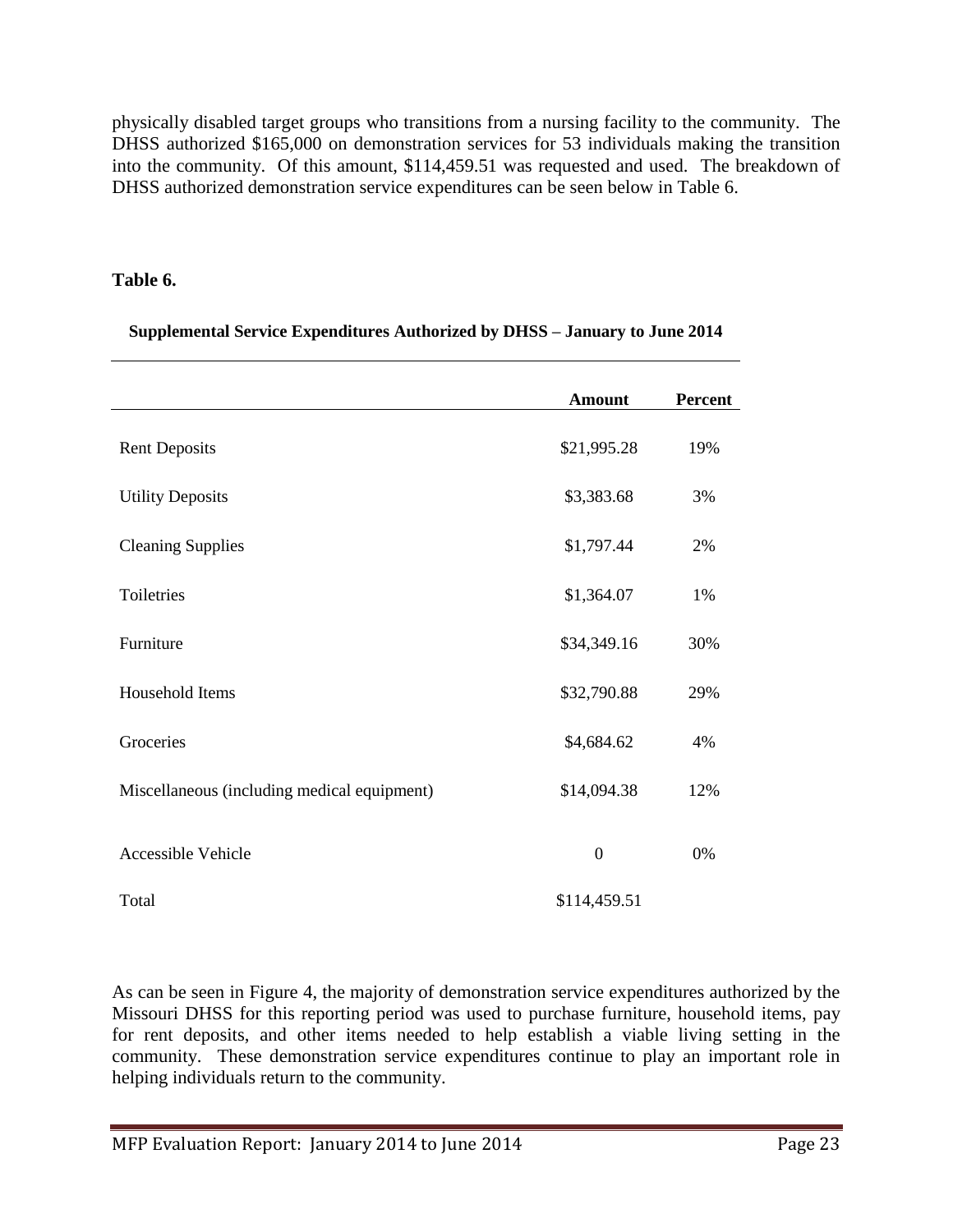physically disabled target groups who transitions from a nursing facility to the community. The DHSS authorized $165,000 on demonstration services for 53 individuals making the transition into the community. Of this amount, $114,459.51 was requested and used. The breakdown of DHSS authorized demonstration service expenditures can be seen below in Table 6.

**Table 6.**

**Supplemental Service Expenditures Authorized by DHSS – January to June 2014**

| | Amount | Percent |
|---|---|---|
| Rent Deposits | $21,995.28 | 19% |
| Utility Deposits | $3,383.68 | 3% |
| Cleaning Supplies | $1,797.44 | 2% |
| Toiletries | $1,364.07 | 1% |
| Furniture | $34,349.16 | 30% |
| Household Items | $32,790.88 | 29% |
| Groceries | $4,684.62 | 4% |
| Miscellaneous (including medical equipment) | $14,094.38 | 12% |
| Accessible Vehicle | 0 | 0% |
| Total | $114,459.51 | |

As can be seen in Figure 4, the majority of demonstration service expenditures authorized by the Missouri DHSS for this reporting period was used to purchase furniture, household items, pay for rent deposits, and other items needed to help establish a viable living setting in the community. These demonstration service expenditures continue to play an important role in helping individuals return to the community.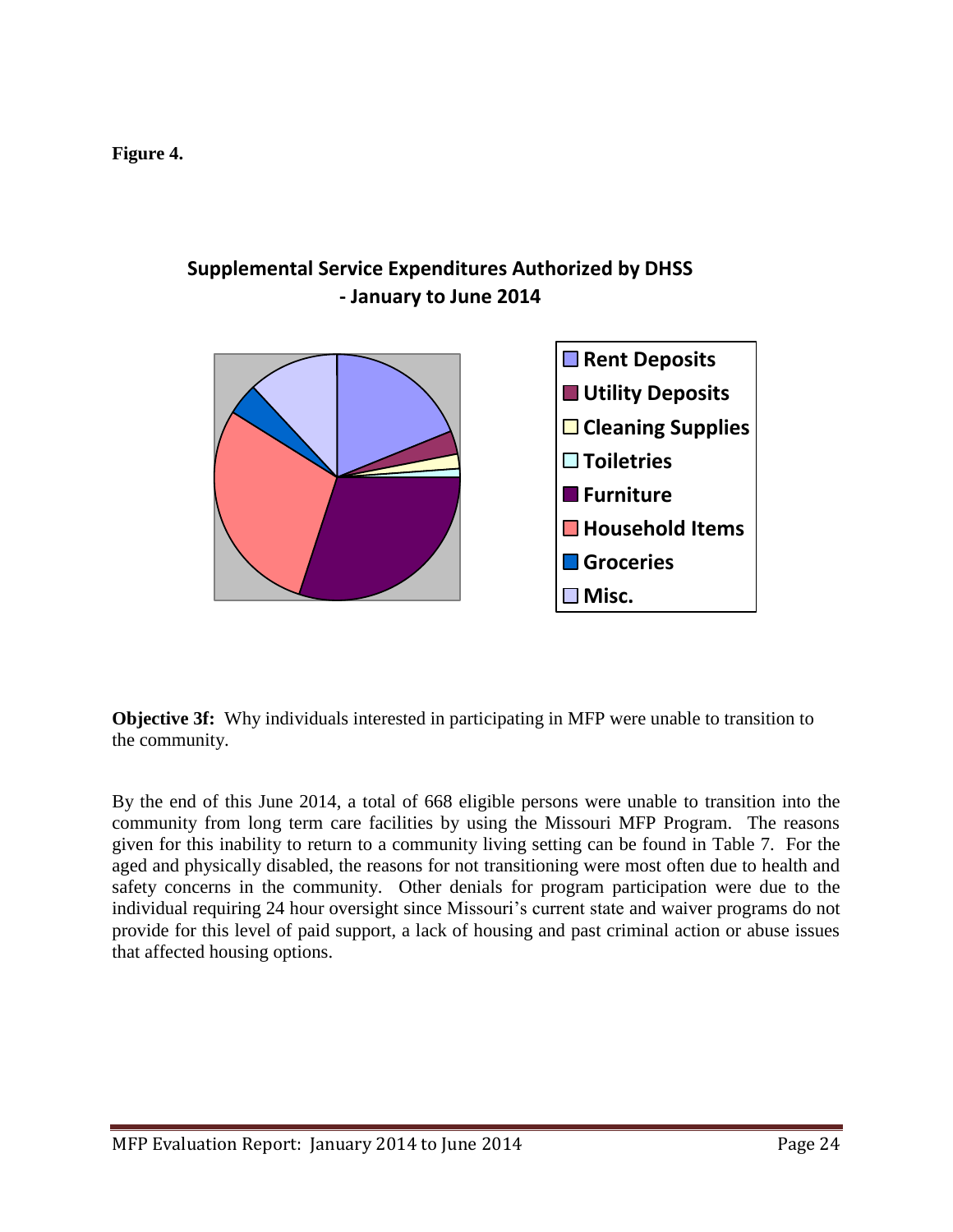**Figure 4.**

**Supplemental Service Expenditures Authorized by DHSS - January to June 2014**

- Rent Deposits
- Utility Deposits
- Cleaning Supplies
- Toiletries
- Furniture
- Household Items
- Groceries
- Misc.

**Objective 3f:** Why individuals interested in participating in MFP were unable to transition to the community.

By the end of this June 2014, a total of 668 eligible persons were unable to transition into the community from long term care facilities by using the Missouri MFP Program. The reasons given for this inability to return to a community living setting can be found in Table 7. For the aged and physically disabled, the reasons for not transitioning were most often due to health and safety concerns in the community. Other denials for program participation were due to the individual requiring 24 hour oversight since Missouri's current state and waiver programs do not provide for this level of paid support, a lack of housing and past criminal action or abuse issues that affected housing options.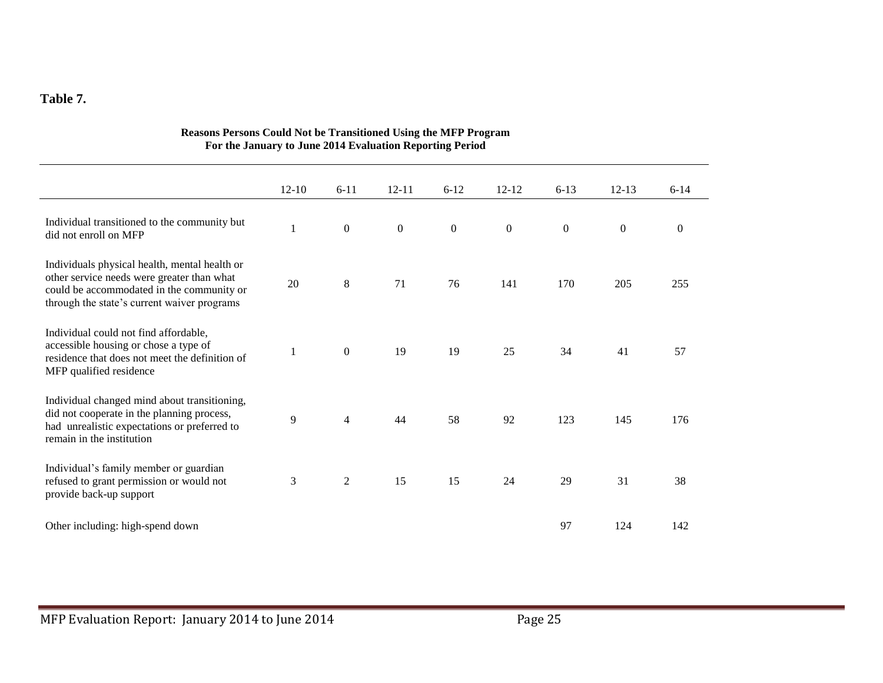**Table 7.**

**Reasons Persons Could Not be Transitioned Using the MFP Program**
**For the January to June 2014 Evaluation Reporting Period**

| | 12-10 | 6-11 | 12-11 | 6-12 | 12-12 | 6-13 | 12-13 | 6-14 |
|---|---|---|---|---|---|---|---|---|
| Individual transitioned to the community but did not enroll on MFP | 1 | 0 | 0 | 0 | 0 | 0 | 0 | 0 |
| Individuals physical health, mental health or other service needs were greater than what could be accommodated in the community or through the state's current waiver programs | 20 | 8 | 71 | 76 | 141 | 170 | 205 | 255 |
| Individual could not find affordable, accessible housing or chose a type of residence that does not meet the definition of MFP qualified residence | 1 | 0 | 19 | 19 | 25 | 34 | 41 | 57 |
| Individual changed mind about transitioning, did not cooperate in the planning process, had unrealistic expectations or preferred to remain in the institution | 9 | 4 | 44 | 58 | 92 | 123 | 145 | 176 |
| Individual's family member or guardian refused to grant permission or would not provide back-up support | 3 | 2 | 15 | 15 | 24 | 29 | 31 | 38 |
| Other including: high-spend down | | | | | | 97 | 124 | 142 |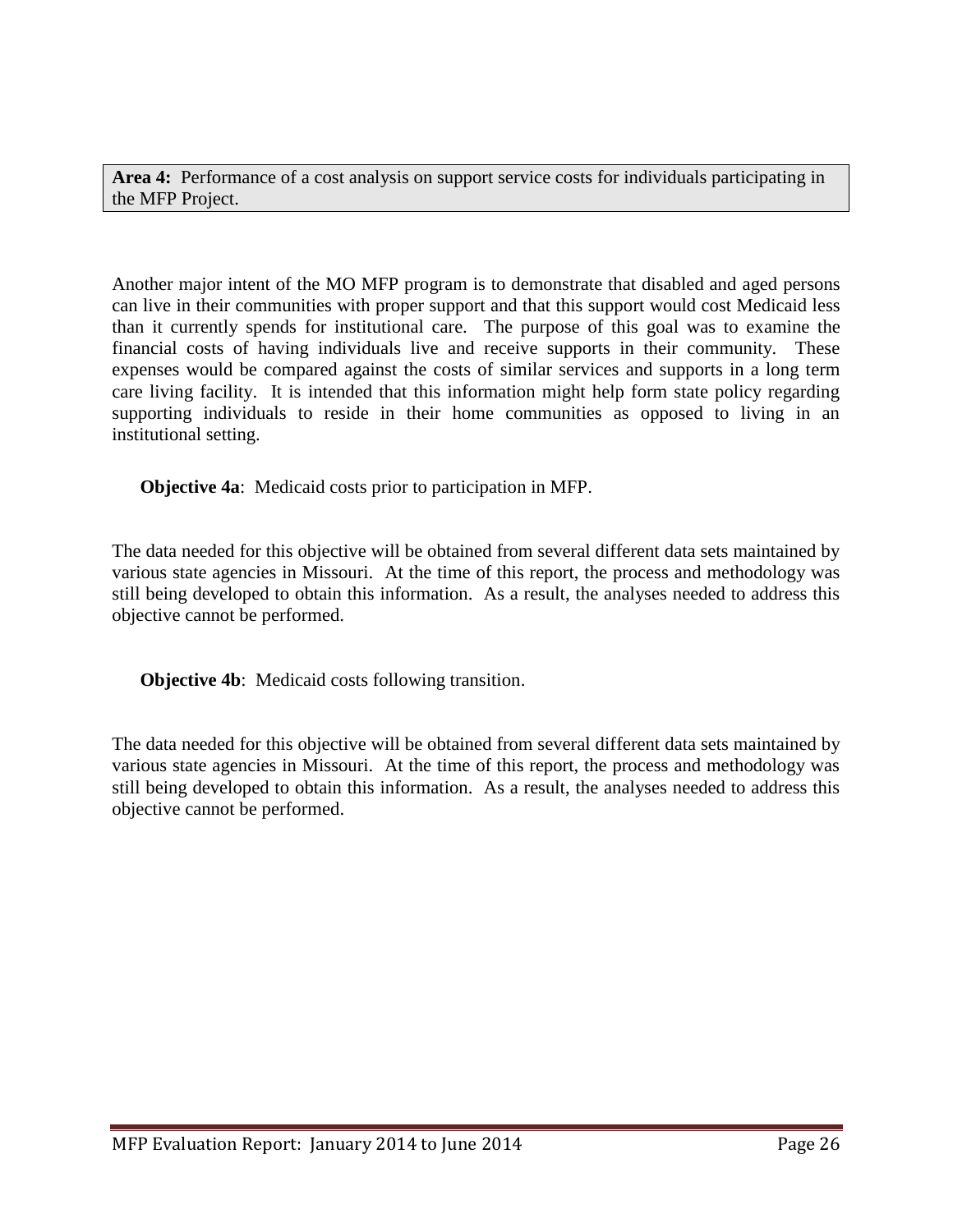**Area 4:** Performance of a cost analysis on support service costs for individuals participating in the MFP Project.

Another major intent of the MO MFP program is to demonstrate that disabled and aged persons can live in their communities with proper support and that this support would cost Medicaid less than it currently spends for institutional care. The purpose of this goal was to examine the financial costs of having individuals live and receive supports in their community. These expenses would be compared against the costs of similar services and supports in a long term care living facility. It is intended that this information might help form state policy regarding supporting individuals to reside in their home communities as opposed to living in an institutional setting.

**Objective 4a**: Medicaid costs prior to participation in MFP.

The data needed for this objective will be obtained from several different data sets maintained by various state agencies in Missouri. At the time of this report, the process and methodology was still being developed to obtain this information. As a result, the analyses needed to address this objective cannot be performed.

**Objective 4b**: Medicaid costs following transition.

The data needed for this objective will be obtained from several different data sets maintained by various state agencies in Missouri. At the time of this report, the process and methodology was still being developed to obtain this information. As a result, the analyses needed to address this objective cannot be performed.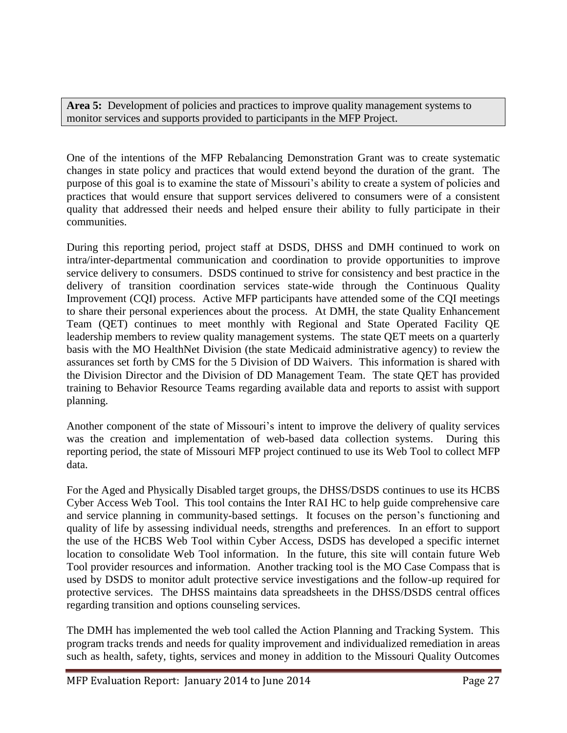**Area 5:** Development of policies and practices to improve quality management systems to monitor services and supports provided to participants in the MFP Project.

One of the intentions of the MFP Rebalancing Demonstration Grant was to create systematic changes in state policy and practices that would extend beyond the duration of the grant. The purpose of this goal is to examine the state of Missouri's ability to create a system of policies and practices that would ensure that support services delivered to consumers were of a consistent quality that addressed their needs and helped ensure their ability to fully participate in their communities.

During this reporting period, project staff at DSDS, DHSS and DMH continued to work on intra/inter-departmental communication and coordination to provide opportunities to improve service delivery to consumers. DSDS continued to strive for consistency and best practice in the delivery of transition coordination services state-wide through the Continuous Quality Improvement (CQI) process. Active MFP participants have attended some of the CQI meetings to share their personal experiences about the process. At DMH, the state Quality Enhancement Team (QET) continues to meet monthly with Regional and State Operated Facility QE leadership members to review quality management systems. The state QET meets on a quarterly basis with the MO HealthNet Division (the state Medicaid administrative agency) to review the assurances set forth by CMS for the 5 Division of DD Waivers. This information is shared with the Division Director and the Division of DD Management Team. The state QET has provided training to Behavior Resource Teams regarding available data and reports to assist with support planning.

Another component of the state of Missouri's intent to improve the delivery of quality services was the creation and implementation of web-based data collection systems. During this reporting period, the state of Missouri MFP project continued to use its Web Tool to collect MFP data.

For the Aged and Physically Disabled target groups, the DHSS/DSDS continues to use its HCBS Cyber Access Web Tool. This tool contains the Inter RAI HC to help guide comprehensive care and service planning in community-based settings. It focuses on the person's functioning and quality of life by assessing individual needs, strengths and preferences. In an effort to support the use of the HCBS Web Tool within Cyber Access, DSDS has developed a specific internet location to consolidate Web Tool information. In the future, this site will contain future Web Tool provider resources and information. Another tracking tool is the MO Case Compass that is used by DSDS to monitor adult protective service investigations and the follow-up required for protective services. The DHSS maintains data spreadsheets in the DHSS/DSDS central offices regarding transition and options counseling services.

The DMH has implemented the web tool called the Action Planning and Tracking System. This program tracks trends and needs for quality improvement and individualized remediation in areas such as health, safety, tights, services and money in addition to the Missouri Quality Outcomes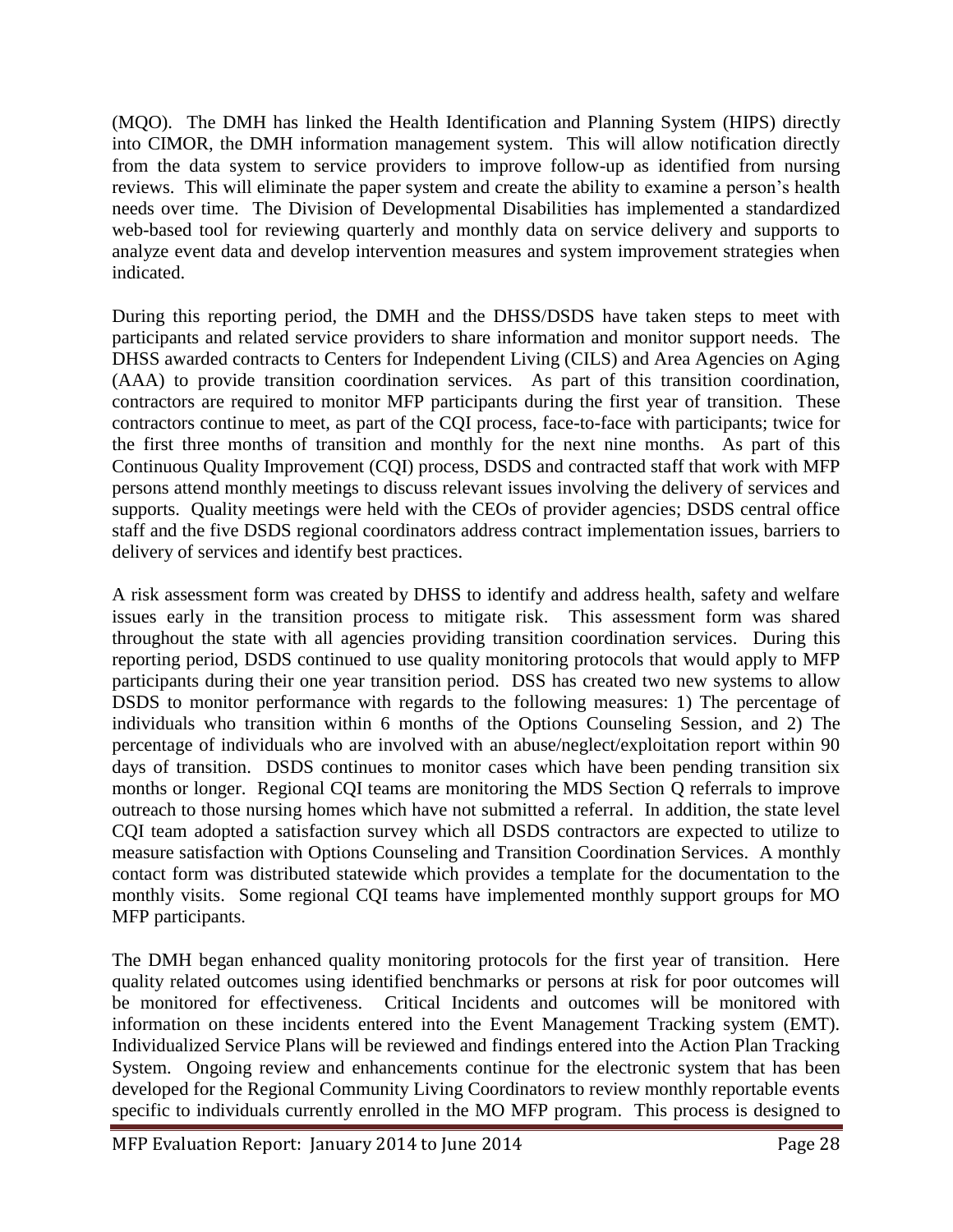(MQO). The DMH has linked the Health Identification and Planning System (HIPS) directly into CIMOR, the DMH information management system. This will allow notification directly from the data system to service providers to improve follow-up as identified from nursing reviews. This will eliminate the paper system and create the ability to examine a person's health needs over time. The Division of Developmental Disabilities has implemented a standardized web-based tool for reviewing quarterly and monthly data on service delivery and supports to analyze event data and develop intervention measures and system improvement strategies when indicated.

During this reporting period, the DMH and the DHSS/DSDS have taken steps to meet with participants and related service providers to share information and monitor support needs. The DHSS awarded contracts to Centers for Independent Living (CILS) and Area Agencies on Aging (AAA) to provide transition coordination services. As part of this transition coordination, contractors are required to monitor MFP participants during the first year of transition. These contractors continue to meet, as part of the CQI process, face-to-face with participants; twice for the first three months of transition and monthly for the next nine months. As part of this Continuous Quality Improvement (CQI) process, DSDS and contracted staff that work with MFP persons attend monthly meetings to discuss relevant issues involving the delivery of services and supports. Quality meetings were held with the CEOs of provider agencies; DSDS central office staff and the five DSDS regional coordinators address contract implementation issues, barriers to delivery of services and identify best practices.

A risk assessment form was created by DHSS to identify and address health, safety and welfare issues early in the transition process to mitigate risk. This assessment form was shared throughout the state with all agencies providing transition coordination services. During this reporting period, DSDS continued to use quality monitoring protocols that would apply to MFP participants during their one year transition period. DSS has created two new systems to allow DSDS to monitor performance with regards to the following measures: 1) The percentage of individuals who transition within 6 months of the Options Counseling Session, and 2) The percentage of individuals who are involved with an abuse/neglect/exploitation report within 90 days of transition. DSDS continues to monitor cases which have been pending transition six months or longer. Regional CQI teams are monitoring the MDS Section Q referrals to improve outreach to those nursing homes which have not submitted a referral. In addition, the state level CQI team adopted a satisfaction survey which all DSDS contractors are expected to utilize to measure satisfaction with Options Counseling and Transition Coordination Services. A monthly contact form was distributed statewide which provides a template for the documentation to the monthly visits. Some regional CQI teams have implemented monthly support groups for MO MFP participants.

The DMH began enhanced quality monitoring protocols for the first year of transition. Here quality related outcomes using identified benchmarks or persons at risk for poor outcomes will be monitored for effectiveness. Critical Incidents and outcomes will be monitored with information on these incidents entered into the Event Management Tracking system (EMT). Individualized Service Plans will be reviewed and findings entered into the Action Plan Tracking System. Ongoing review and enhancements continue for the electronic system that has been developed for the Regional Community Living Coordinators to review monthly reportable events specific to individuals currently enrolled in the MO MFP program. This process is designed to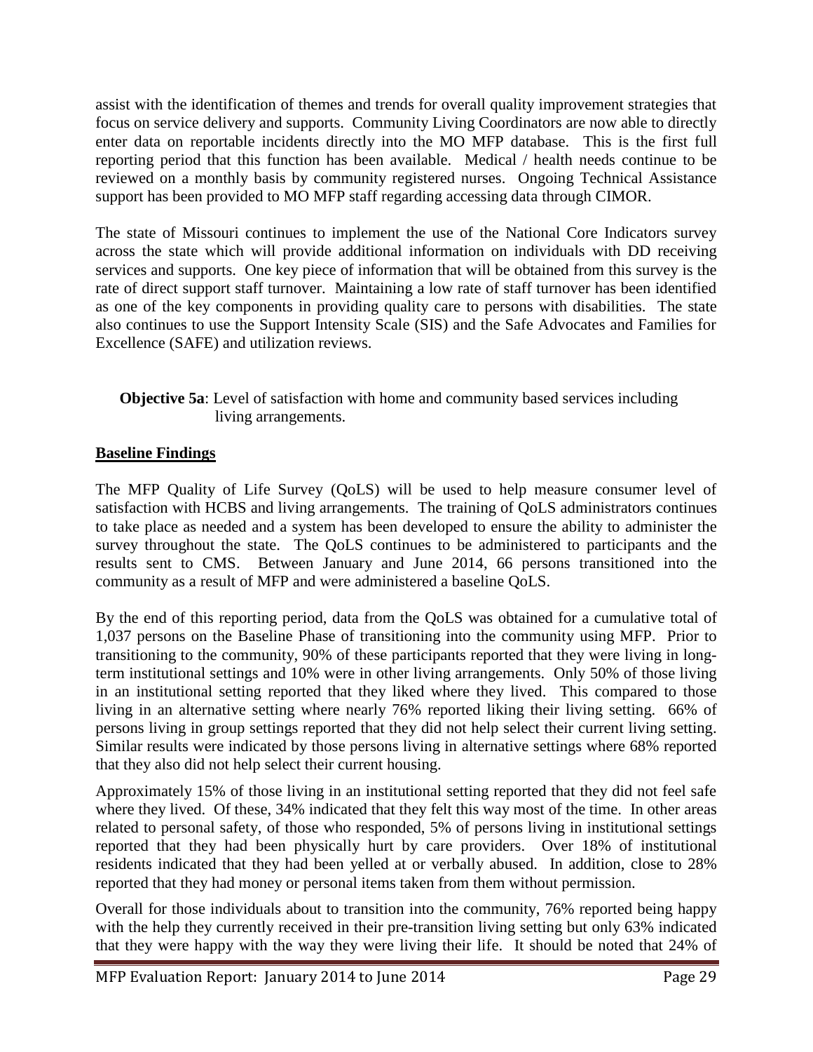assist with the identification of themes and trends for overall quality improvement strategies that focus on service delivery and supports. Community Living Coordinators are now able to directly enter data on reportable incidents directly into the MO MFP database. This is the first full reporting period that this function has been available. Medical / health needs continue to be reviewed on a monthly basis by community registered nurses. Ongoing Technical Assistance support has been provided to MO MFP staff regarding accessing data through CIMOR.

The state of Missouri continues to implement the use of the National Core Indicators survey across the state which will provide additional information on individuals with DD receiving services and supports. One key piece of information that will be obtained from this survey is the rate of direct support staff turnover. Maintaining a low rate of staff turnover has been identified as one of the key components in providing quality care to persons with disabilities. The state also continues to use the Support Intensity Scale (SIS) and the Safe Advocates and Families for Excellence (SAFE) and utilization reviews.

**Objective 5a**: Level of satisfaction with home and community based services including living arrangements.

**Baseline Findings**

The MFP Quality of Life Survey (QoLS) will be used to help measure consumer level of satisfaction with HCBS and living arrangements. The training of QoLS administrators continues to take place as needed and a system has been developed to ensure the ability to administer the survey throughout the state. The QoLS continues to be administered to participants and the results sent to CMS. Between January and June 2014, 66 persons transitioned into the community as a result of MFP and were administered a baseline QoLS.

By the end of this reporting period, data from the QoLS was obtained for a cumulative total of 1,037 persons on the Baseline Phase of transitioning into the community using MFP. Prior to transitioning to the community, 90% of these participants reported that they were living in long-term institutional settings and 10% were in other living arrangements. Only 50% of those living in an institutional setting reported that they liked where they lived. This compared to those living in an alternative setting where nearly 76% reported liking their living setting. 66% of persons living in group settings reported that they did not help select their current living setting. Similar results were indicated by those persons living in alternative settings where 68% reported that they also did not help select their current housing.

Approximately 15% of those living in an institutional setting reported that they did not feel safe where they lived. Of these, 34% indicated that they felt this way most of the time. In other areas related to personal safety, of those who responded, 5% of persons living in institutional settings reported that they had been physically hurt by care providers. Over 18% of institutional residents indicated that they had been yelled at or verbally abused. In addition, close to 28% reported that they had money or personal items taken from them without permission.

Overall for those individuals about to transition into the community, 76% reported being happy with the help they currently received in their pre-transition living setting but only 63% indicated that they were happy with the way they were living their life. It should be noted that 24% of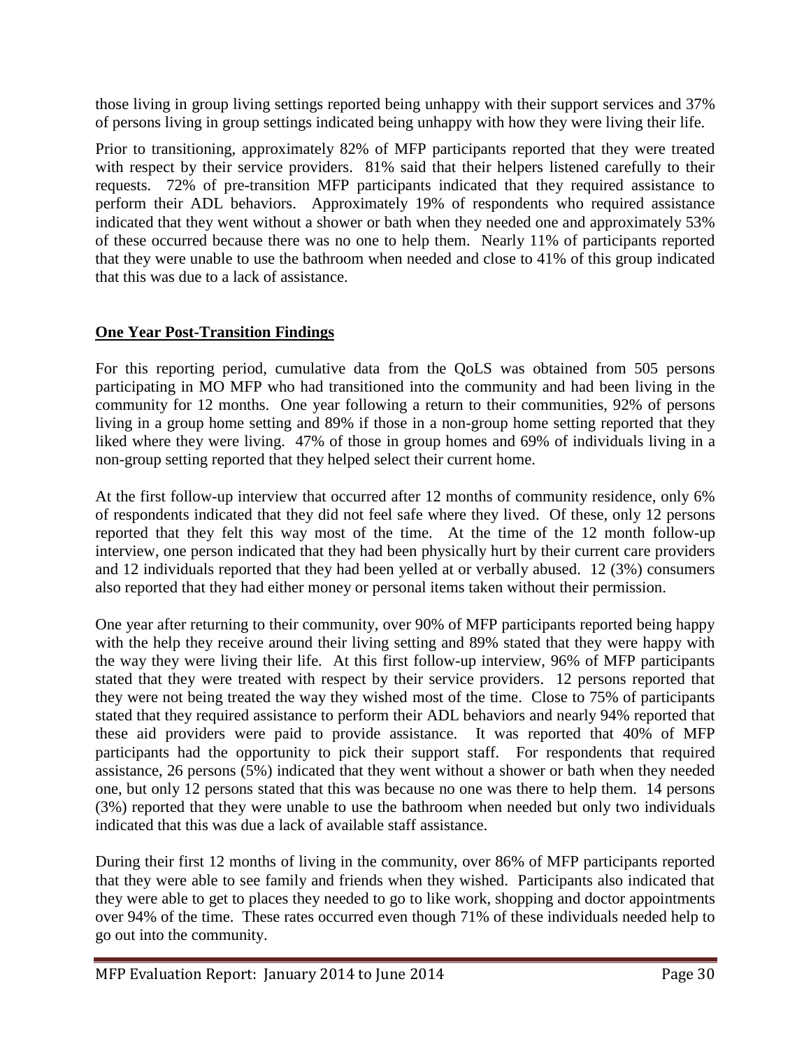those living in group living settings reported being unhappy with their support services and 37% of persons living in group settings indicated being unhappy with how they were living their life.

Prior to transitioning, approximately 82% of MFP participants reported that they were treated with respect by their service providers. 81% said that their helpers listened carefully to their requests. 72% of pre-transition MFP participants indicated that they required assistance to perform their ADL behaviors. Approximately 19% of respondents who required assistance indicated that they went without a shower or bath when they needed one and approximately 53% of these occurred because there was no one to help them. Nearly 11% of participants reported that they were unable to use the bathroom when needed and close to 41% of this group indicated that this was due to a lack of assistance.

## **One Year Post-Transition Findings**

For this reporting period, cumulative data from the QoLS was obtained from 505 persons participating in MO MFP who had transitioned into the community and had been living in the community for 12 months. One year following a return to their communities, 92% of persons living in a group home setting and 89% if those in a non-group home setting reported that they liked where they were living. 47% of those in group homes and 69% of individuals living in a non-group setting reported that they helped select their current home.

At the first follow-up interview that occurred after 12 months of community residence, only 6% of respondents indicated that they did not feel safe where they lived. Of these, only 12 persons reported that they felt this way most of the time. At the time of the 12 month follow-up interview, one person indicated that they had been physically hurt by their current care providers and 12 individuals reported that they had been yelled at or verbally abused. 12 (3%) consumers also reported that they had either money or personal items taken without their permission.

One year after returning to their community, over 90% of MFP participants reported being happy with the help they receive around their living setting and 89% stated that they were happy with the way they were living their life. At this first follow-up interview, 96% of MFP participants stated that they were treated with respect by their service providers. 12 persons reported that they were not being treated the way they wished most of the time. Close to 75% of participants stated that they required assistance to perform their ADL behaviors and nearly 94% reported that these aid providers were paid to provide assistance. It was reported that 40% of MFP participants had the opportunity to pick their support staff. For respondents that required assistance, 26 persons (5%) indicated that they went without a shower or bath when they needed one, but only 12 persons stated that this was because no one was there to help them. 14 persons (3%) reported that they were unable to use the bathroom when needed but only two individuals indicated that this was due a lack of available staff assistance.

During their first 12 months of living in the community, over 86% of MFP participants reported that they were able to see family and friends when they wished. Participants also indicated that they were able to get to places they needed to go to like work, shopping and doctor appointments over 94% of the time. These rates occurred even though 71% of these individuals needed help to go out into the community.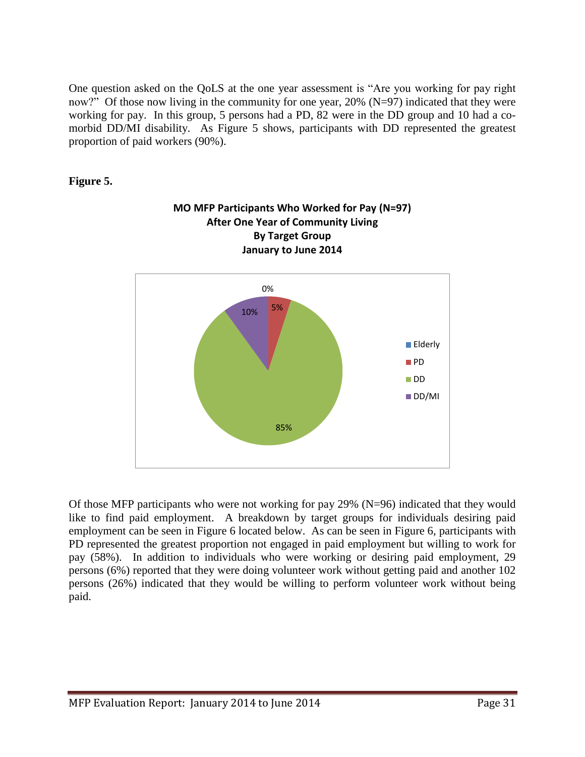One question asked on the QoLS at the one year assessment is "Are you working for pay right now?" Of those now living in the community for one year, 20% (N=97) indicated that they were working for pay. In this group, 5 persons had a PD, 82 were in the DD group and 10 had a co-morbid DD/MI disability. As Figure 5 shows, participants with DD represented the greatest proportion of paid workers (90%).

**Figure 5.**

**MO MFP Participants Who Worked for Pay (N=97) After One Year of Community Living By Target Group January to June 2014**

| Target Group | Percent |
|---|---|
| Elderly | 0% |
| PD | 5% |
| DD | 85% |
| DD/MI | 10% |

Of those MFP participants who were not working for pay 29% (N=96) indicated that they would like to find paid employment. A breakdown by target groups for individuals desiring paid employment can be seen in Figure 6 located below. As can be seen in Figure 6, participants with PD represented the greatest proportion not engaged in paid employment but willing to work for pay (58%). In addition to individuals who were working or desiring paid employment, 29 persons (6%) reported that they were doing volunteer work without getting paid and another 102 persons (26%) indicated that they would be willing to perform volunteer work without being paid.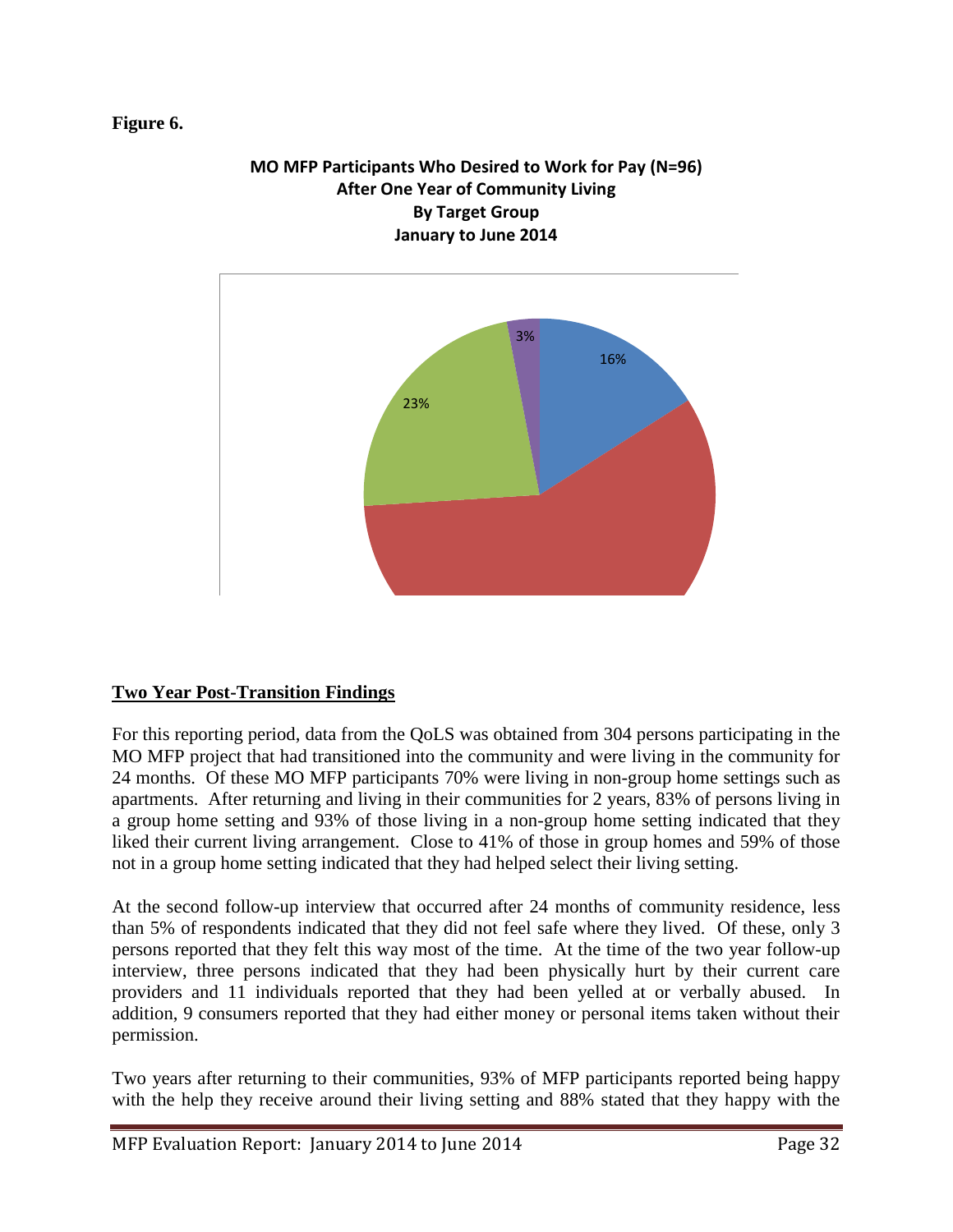**Figure 6.**

**MO MFP Participants Who Desired to Work for Pay (N=96)**
**After One Year of Community Living**
**By Target Group**
**January to June 2014**

16%

23%

3%

## Two Year Post-Transition Findings

For this reporting period, data from the QoLS was obtained from 304 persons participating in the MO MFP project that had transitioned into the community and were living in the community for 24 months. Of these MO MFP participants 70% were living in non-group home settings such as apartments. After returning and living in their communities for 2 years, 83% of persons living in a group home setting and 93% of those living in a non-group home setting indicated that they liked their current living arrangement. Close to 41% of those in group homes and 59% of those not in a group home setting indicated that they had helped select their living setting.

At the second follow-up interview that occurred after 24 months of community residence, less than 5% of respondents indicated that they did not feel safe where they lived. Of these, only 3 persons reported that they felt this way most of the time. At the time of the two year follow-up interview, three persons indicated that they had been physically hurt by their current care providers and 11 individuals reported that they had been yelled at or verbally abused. In addition, 9 consumers reported that they had either money or personal items taken without their permission.

Two years after returning to their communities, 93% of MFP participants reported being happy with the help they receive around their living setting and 88% stated that they happy with the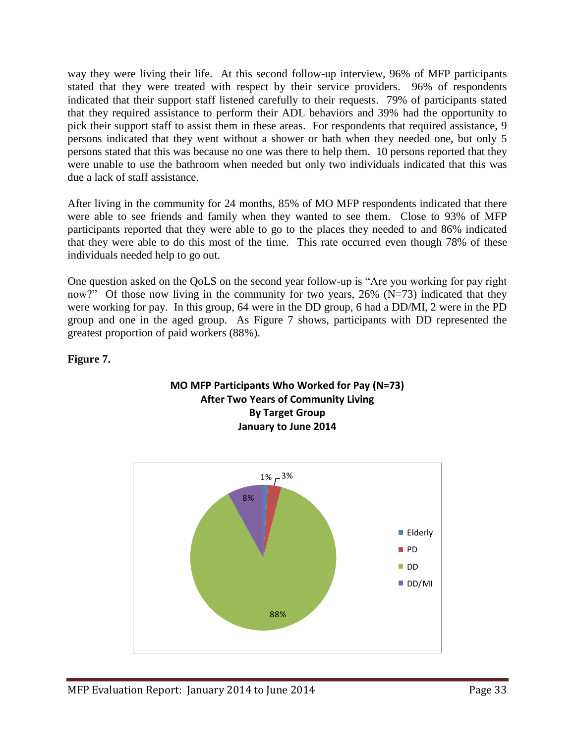way they were living their life. At this second follow-up interview, 96% of MFP participants stated that they were treated with respect by their service providers. 96% of respondents indicated that their support staff listened carefully to their requests. 79% of participants stated that they required assistance to perform their ADL behaviors and 39% had the opportunity to pick their support staff to assist them in these areas. For respondents that required assistance, 9 persons indicated that they went without a shower or bath when they needed one, but only 5 persons stated that this was because no one was there to help them. 10 persons reported that they were unable to use the bathroom when needed but only two individuals indicated that this was due a lack of staff assistance.

After living in the community for 24 months, 85% of MO MFP respondents indicated that there were able to see friends and family when they wanted to see them. Close to 93% of MFP participants reported that they were able to go to the places they needed to and 86% indicated that they were able to do this most of the time. This rate occurred even though 78% of these individuals needed help to go out.

One question asked on the QoLS on the second year follow-up is "Are you working for pay right now?" Of those now living in the community for two years, 26% (N=73) indicated that they were working for pay. In this group, 64 were in the DD group, 6 had a DD/MI, 2 were in the PD group and one in the aged group. As Figure 7 shows, participants with DD represented the greatest proportion of paid workers (88%).

**Figure 7.**

**MO MFP Participants Who Worked for Pay (N=73)**
**After Two Years of Community Living**
**By Target Group**
**January to June 2014**

| Target Group | Percent |
|---|---|
| Elderly | 1% |
| PD | 3% |
| DD | 88% |
| DD/MI | 8% |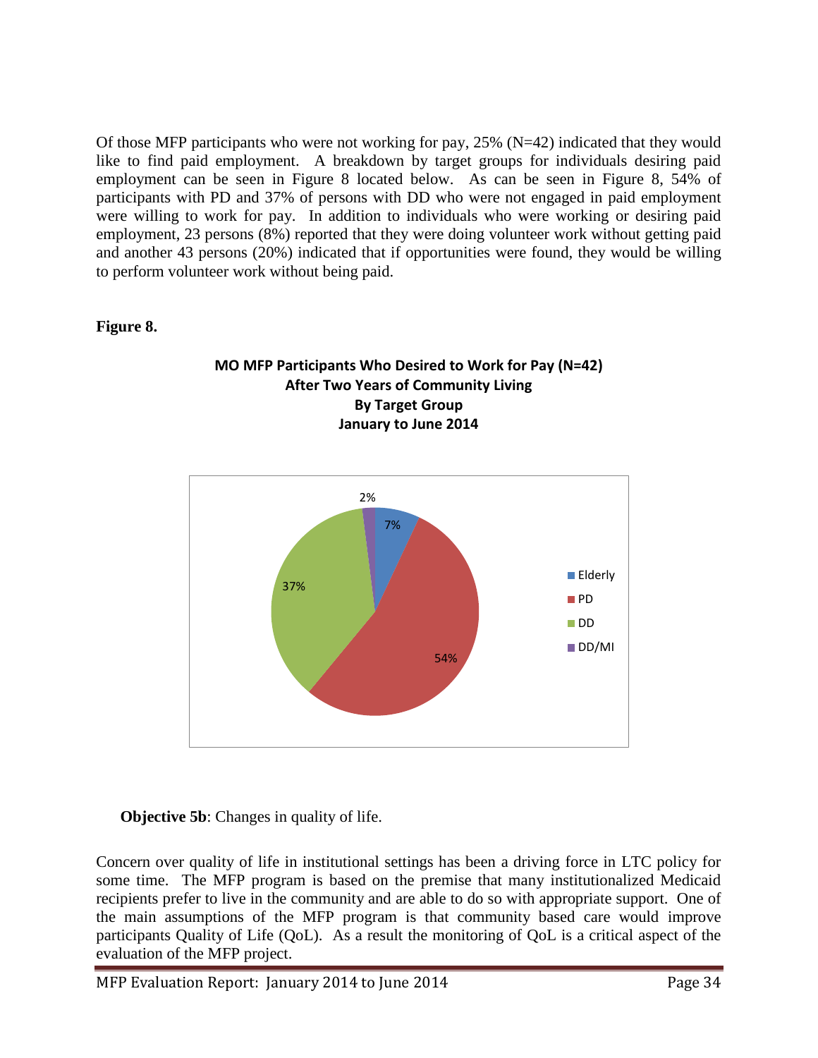Of those MFP participants who were not working for pay, 25% (N=42) indicated that they would like to find paid employment. A breakdown by target groups for individuals desiring paid employment can be seen in Figure 8 located below. As can be seen in Figure 8, 54% of participants with PD and 37% of persons with DD who were not engaged in paid employment were willing to work for pay. In addition to individuals who were working or desiring paid employment, 23 persons (8%) reported that they were doing volunteer work without getting paid and another 43 persons (20%) indicated that if opportunities were found, they would be willing to perform volunteer work without being paid.

**Figure 8.**

**MO MFP Participants Who Desired to Work for Pay (N=42)**
**After Two Years of Community Living**
**By Target Group**
**January to June 2014**

| Target Group | Percent |
|---|---|
| Elderly | 7% |
| PD | 54% |
| DD | 37% |
| DD/MI | 2% |

**Objective 5b**: Changes in quality of life.

Concern over quality of life in institutional settings has been a driving force in LTC policy for some time. The MFP program is based on the premise that many institutionalized Medicaid recipients prefer to live in the community and are able to do so with appropriate support. One of the main assumptions of the MFP program is that community based care would improve participants Quality of Life (QoL). As a result the monitoring of QoL is a critical aspect of the evaluation of the MFP project.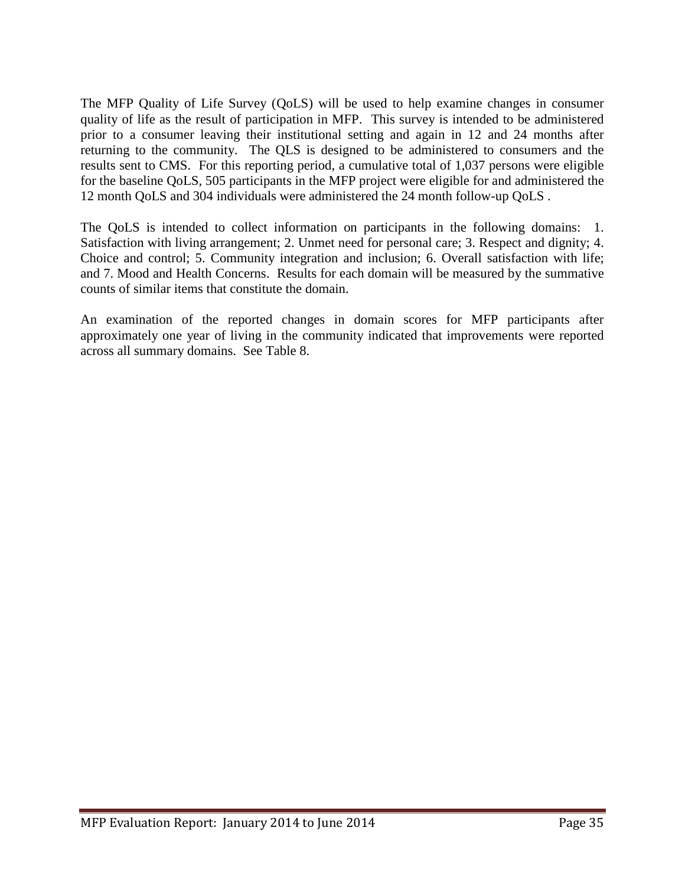The MFP Quality of Life Survey (QoLS) will be used to help examine changes in consumer quality of life as the result of participation in MFP. This survey is intended to be administered prior to a consumer leaving their institutional setting and again in 12 and 24 months after returning to the community. The QLS is designed to be administered to consumers and the results sent to CMS. For this reporting period, a cumulative total of 1,037 persons were eligible for the baseline QoLS, 505 participants in the MFP project were eligible for and administered the 12 month QoLS and 304 individuals were administered the 24 month follow-up QoLS .

The QoLS is intended to collect information on participants in the following domains: 1. Satisfaction with living arrangement; 2. Unmet need for personal care; 3. Respect and dignity; 4. Choice and control; 5. Community integration and inclusion; 6. Overall satisfaction with life; and 7. Mood and Health Concerns. Results for each domain will be measured by the summative counts of similar items that constitute the domain.

An examination of the reported changes in domain scores for MFP participants after approximately one year of living in the community indicated that improvements were reported across all summary domains. See Table 8.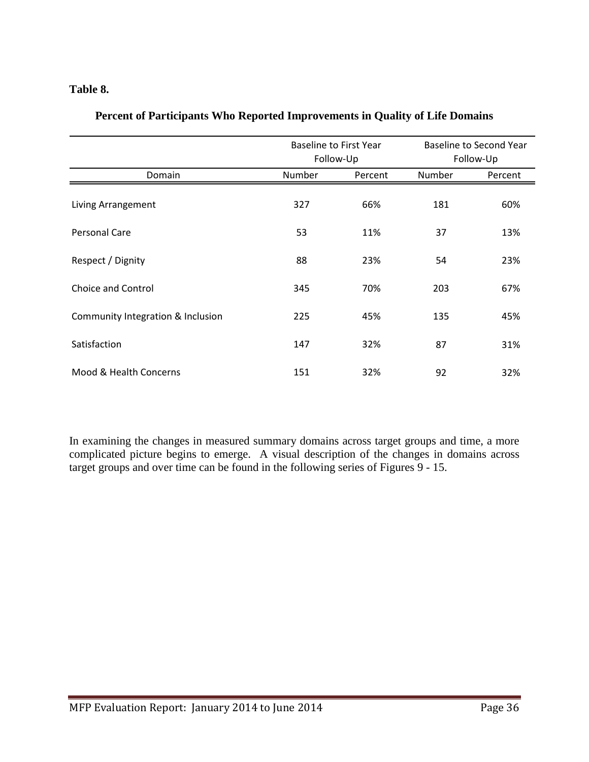**Table 8.**

**Percent of Participants Who Reported Improvements in Quality of Life Domains**

| | Baseline to First Year Follow-Up | | Baseline to Second Year Follow-Up | |
|---|---|---|---|---|
| Domain | Number | Percent | Number | Percent |
| Living Arrangement | 327 | 66% | 181 | 60% |
| Personal Care | 53 | 11% | 37 | 13% |
| Respect / Dignity | 88 | 23% | 54 | 23% |
| Choice and Control | 345 | 70% | 203 | 67% |
| Community Integration & Inclusion | 225 | 45% | 135 | 45% |
| Satisfaction | 147 | 32% | 87 | 31% |
| Mood & Health Concerns | 151 | 32% | 92 | 32% |

In examining the changes in measured summary domains across target groups and time, a more complicated picture begins to emerge. A visual description of the changes in domains across target groups and over time can be found in the following series of Figures 9 - 15.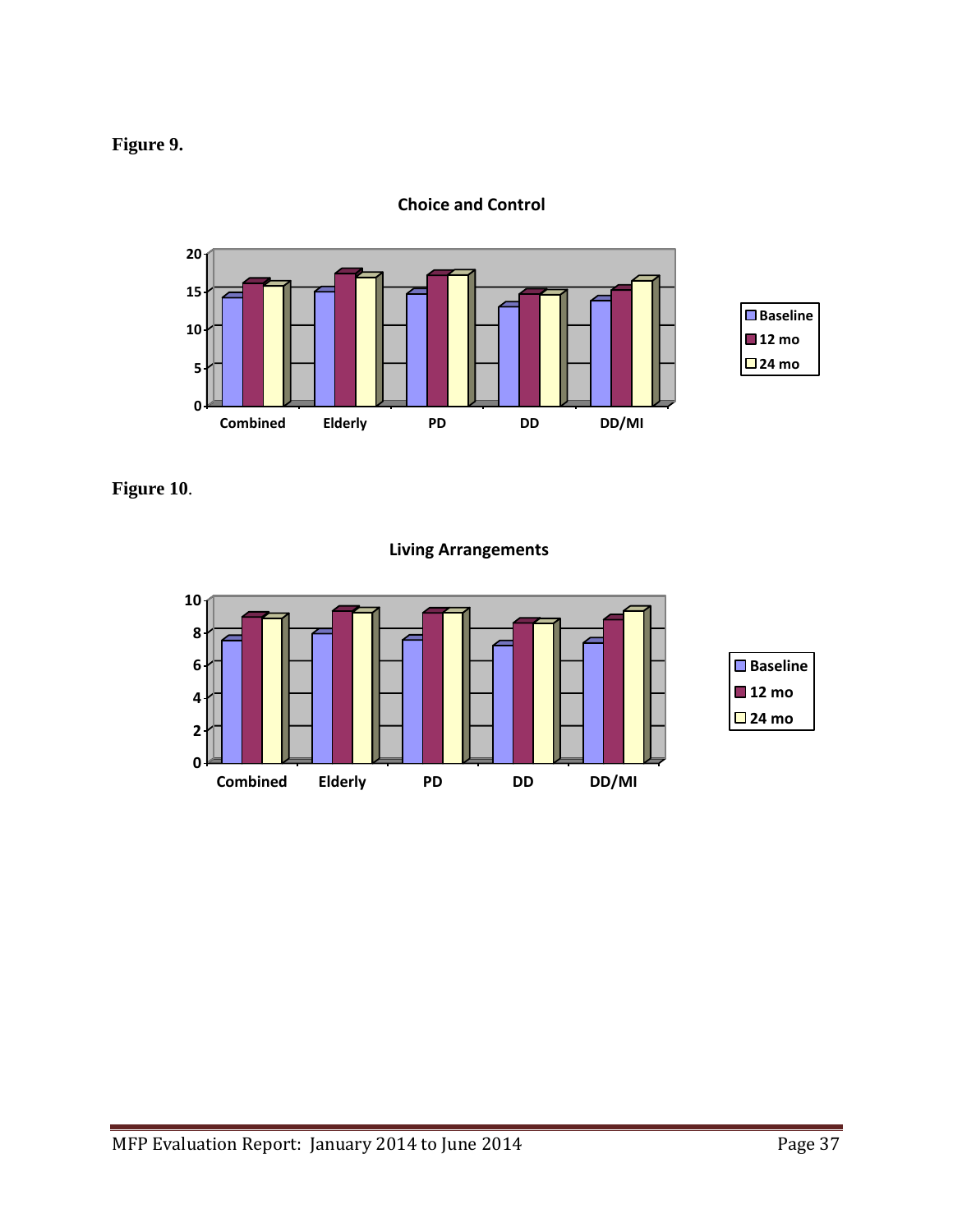**Figure 9.**

**Choice and Control**

**Figure 10**.

**Living Arrangements**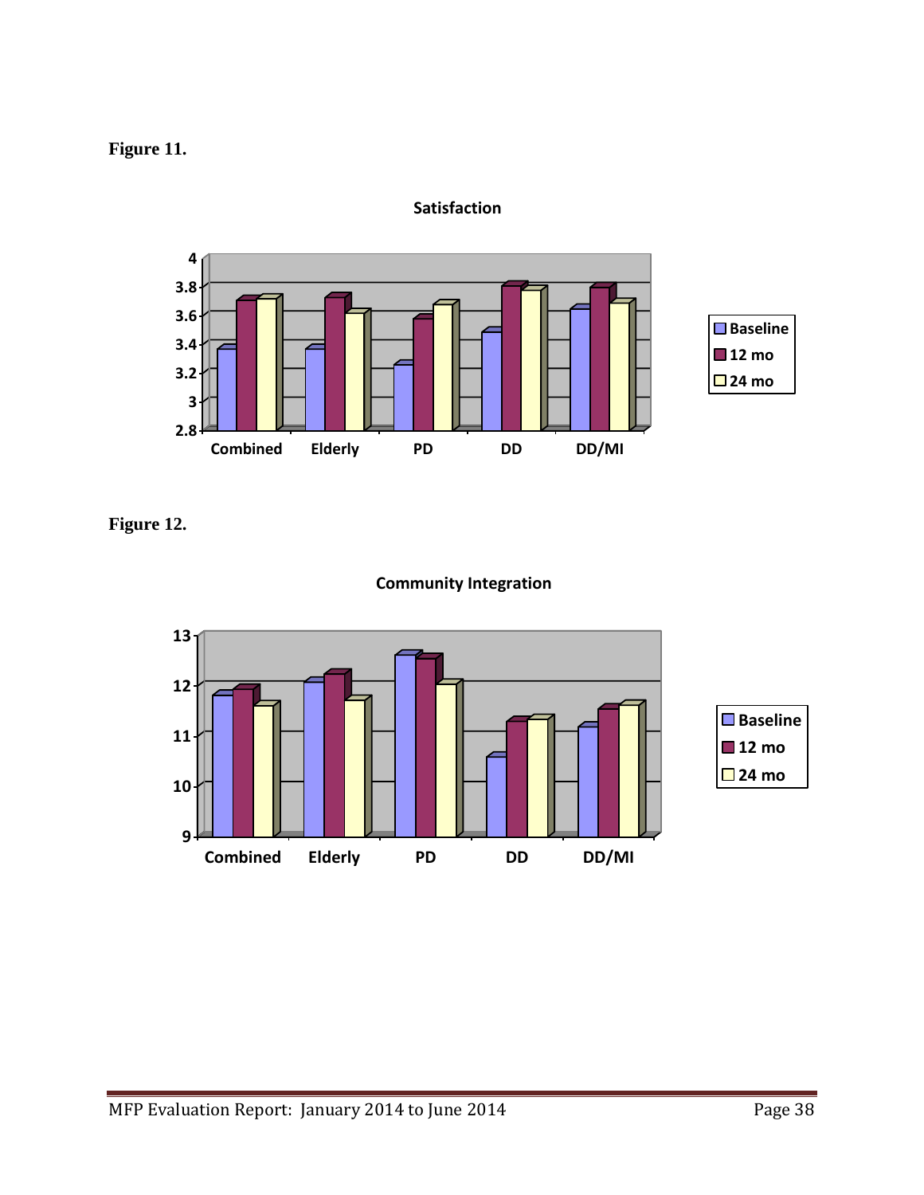**Figure 11.**

**Satisfaction**

**Figure 12.**

**Community Integration**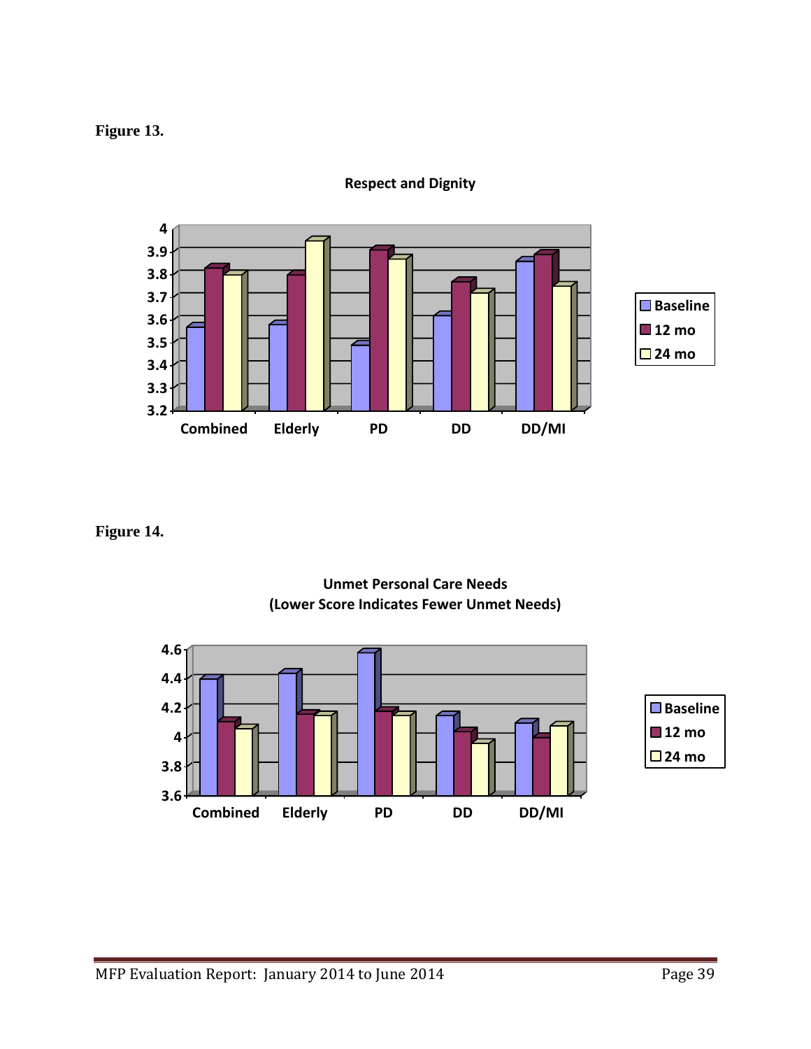**Figure 13.**

**Respect and Dignity**

**Figure 14.**

**Unmet Personal Care Needs (Lower Score Indicates Fewer Unmet Needs)**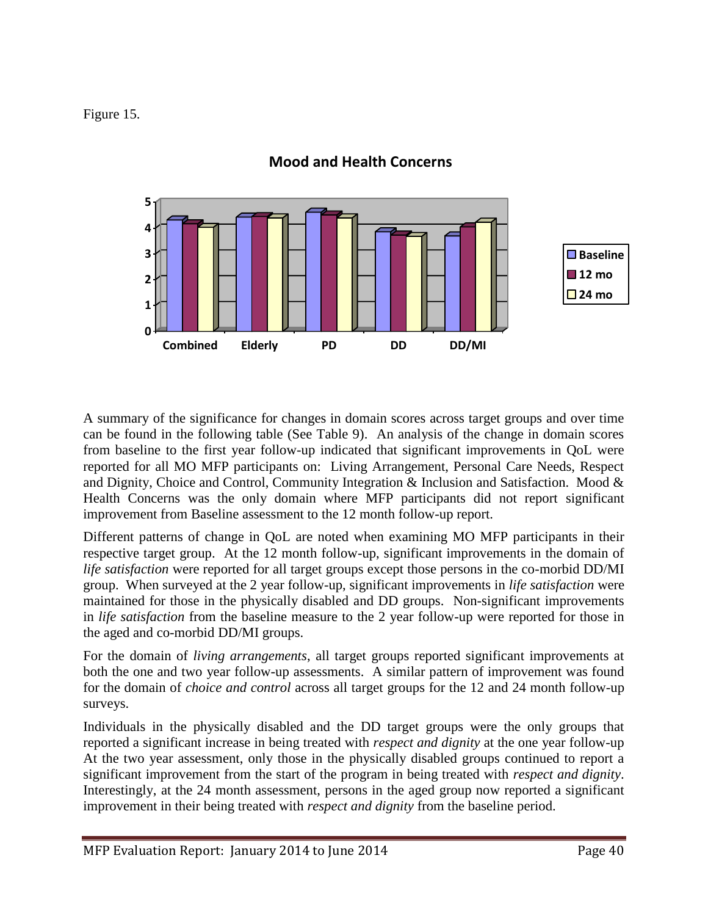Figure 15.

**Mood and Health Concerns**

A summary of the significance for changes in domain scores across target groups and over time can be found in the following table (See Table 9). An analysis of the change in domain scores from baseline to the first year follow-up indicated that significant improvements in QoL were reported for all MO MFP participants on: Living Arrangement, Personal Care Needs, Respect and Dignity, Choice and Control, Community Integration & Inclusion and Satisfaction. Mood & Health Concerns was the only domain where MFP participants did not report significant improvement from Baseline assessment to the 12 month follow-up report.

Different patterns of change in QoL are noted when examining MO MFP participants in their respective target group. At the 12 month follow-up, significant improvements in the domain of *life satisfaction* were reported for all target groups except those persons in the co-morbid DD/MI group. When surveyed at the 2 year follow-up, significant improvements in *life satisfaction* were maintained for those in the physically disabled and DD groups. Non-significant improvements in *life satisfaction* from the baseline measure to the 2 year follow-up were reported for those in the aged and co-morbid DD/MI groups.

For the domain of *living arrangements*, all target groups reported significant improvements at both the one and two year follow-up assessments. A similar pattern of improvement was found for the domain of *choice and control* across all target groups for the 12 and 24 month follow-up surveys.

Individuals in the physically disabled and the DD target groups were the only groups that reported a significant increase in being treated with *respect and dignity* at the one year follow-up At the two year assessment, only those in the physically disabled groups continued to report a significant improvement from the start of the program in being treated with *respect and dignity*. Interestingly, at the 24 month assessment, persons in the aged group now reported a significant improvement in their being treated with *respect and dignity* from the baseline period.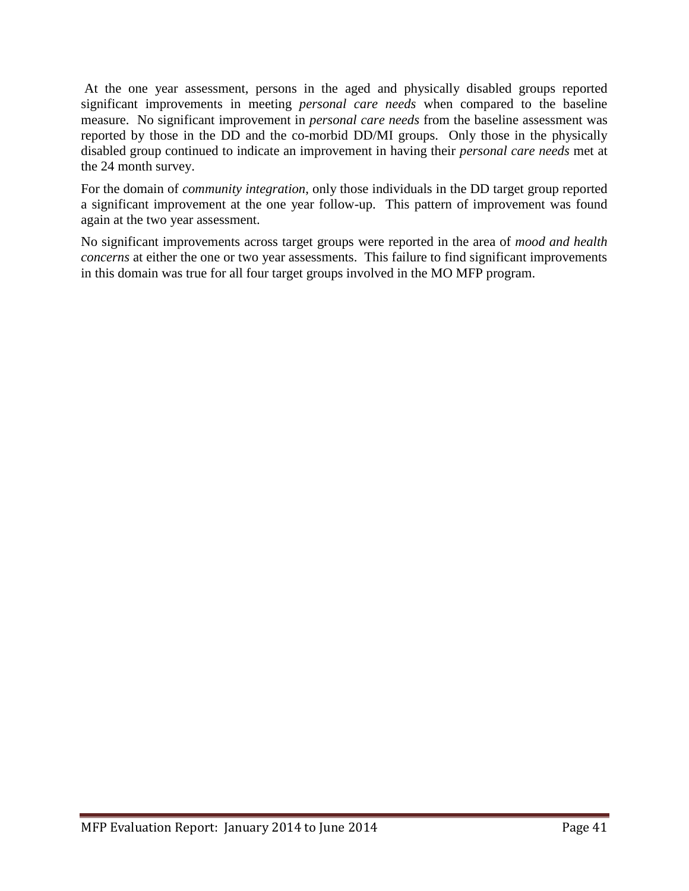At the one year assessment, persons in the aged and physically disabled groups reported significant improvements in meeting *personal care needs* when compared to the baseline measure. No significant improvement in *personal care needs* from the baseline assessment was reported by those in the DD and the co-morbid DD/MI groups. Only those in the physically disabled group continued to indicate an improvement in having their *personal care needs* met at the 24 month survey.

For the domain of *community integration*, only those individuals in the DD target group reported a significant improvement at the one year follow-up. This pattern of improvement was found again at the two year assessment.

No significant improvements across target groups were reported in the area of *mood and health concerns* at either the one or two year assessments. This failure to find significant improvements in this domain was true for all four target groups involved in the MO MFP program.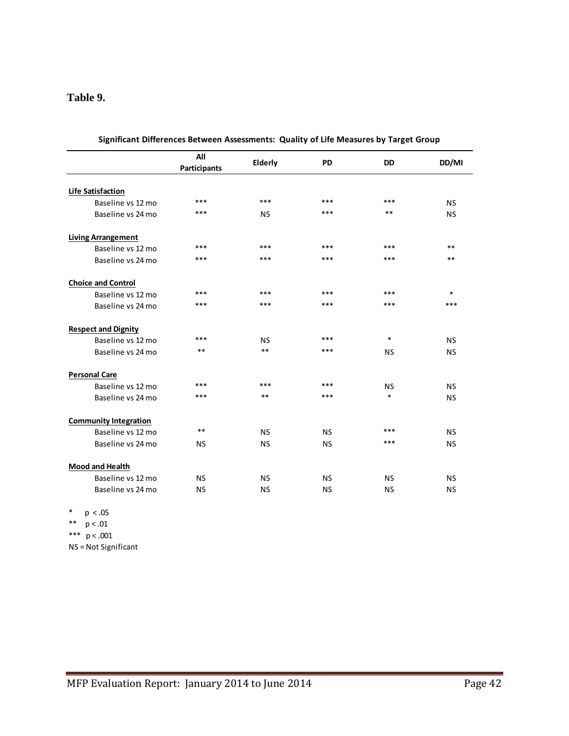**Table 9.**

**Significant Differences Between Assessments: Quality of Life Measures by Target Group**

| | All Participants | Elderly | PD | DD | DD/MI |
|---|---|---|---|---|---|
| **Life Satisfaction** | | | | | |
| Baseline vs 12 mo | *** | *** | *** | *** | NS |
| Baseline vs 24 mo | *** | NS | *** | ** | NS |
| **Living Arrangement** | | | | | |
| Baseline vs 12 mo | *** | *** | *** | *** | ** |
| Baseline vs 24 mo | *** | *** | *** | *** | ** |
| **Choice and Control** | | | | | |
| Baseline vs 12 mo | *** | *** | *** | *** | * |
| Baseline vs 24 mo | *** | *** | *** | *** | *** |
| **Respect and Dignity** | | | | | |
| Baseline vs 12 mo | *** | NS | *** | * | NS |
| Baseline vs 24 mo | ** | ** | *** | NS | NS |
| **Personal Care** | | | | | |
| Baseline vs 12 mo | *** | *** | *** | NS | NS |
| Baseline vs 24 mo | *** | ** | *** | * | NS |
| **Community Integration** | | | | | |
| Baseline vs 12 mo | ** | NS | NS | *** | NS |
| Baseline vs 24 mo | NS | NS | NS | *** | NS |
| **Mood and Health** | | | | | |
| Baseline vs 12 mo | NS | NS | NS | NS | NS |
| Baseline vs 24 mo | NS | NS | NS | NS | NS |

* $p < .05$
** $p < .01$
*** $p < .001$
NS = Not Significant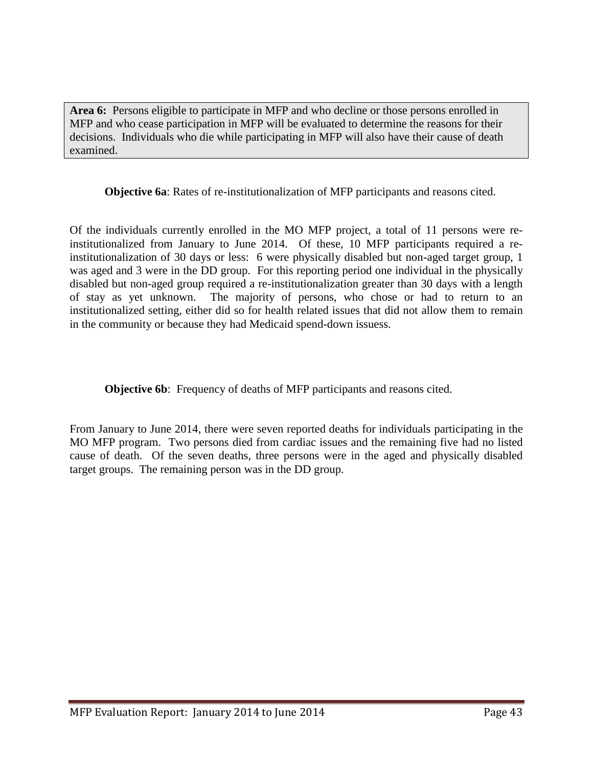**Area 6:** Persons eligible to participate in MFP and who decline or those persons enrolled in MFP and who cease participation in MFP will be evaluated to determine the reasons for their decisions. Individuals who die while participating in MFP will also have their cause of death examined.

**Objective 6a**: Rates of re-institutionalization of MFP participants and reasons cited.

Of the individuals currently enrolled in the MO MFP project, a total of 11 persons were re-institutionalized from January to June 2014. Of these, 10 MFP participants required a re-institutionalization of 30 days or less: 6 were physically disabled but non-aged target group, 1 was aged and 3 were in the DD group. For this reporting period one individual in the physically disabled but non-aged group required a re-institutionalization greater than 30 days with a length of stay as yet unknown. The majority of persons, who chose or had to return to an institutionalized setting, either did so for health related issues that did not allow them to remain in the community or because they had Medicaid spend-down issuess.

**Objective 6b**: Frequency of deaths of MFP participants and reasons cited.

From January to June 2014, there were seven reported deaths for individuals participating in the MO MFP program. Two persons died from cardiac issues and the remaining five had no listed cause of death. Of the seven deaths, three persons were in the aged and physically disabled target groups. The remaining person was in the DD group.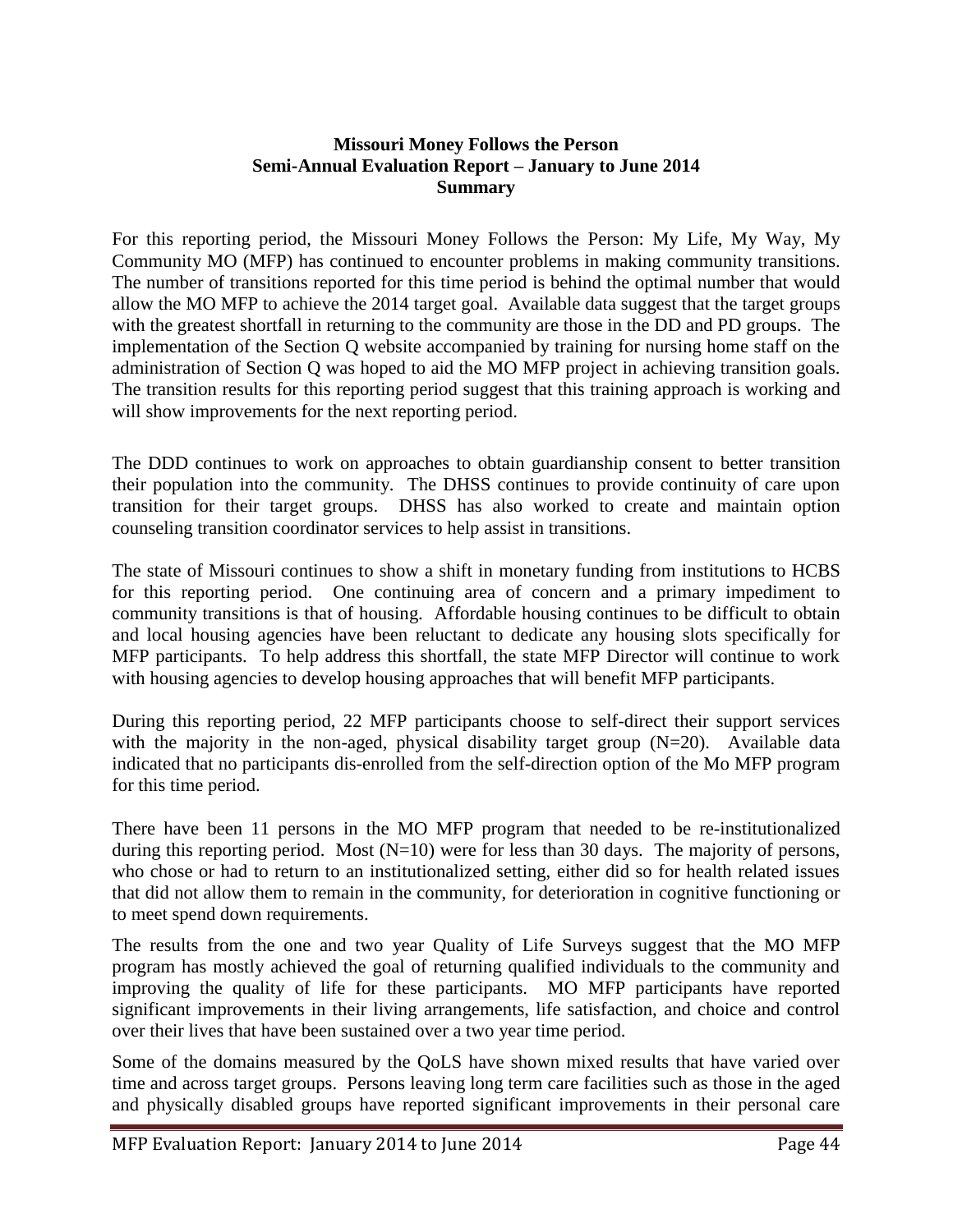**Missouri Money Follows the Person**
**Semi-Annual Evaluation Report – January to June 2014**
**Summary**

For this reporting period, the Missouri Money Follows the Person: My Life, My Way, My Community MO (MFP) has continued to encounter problems in making community transitions. The number of transitions reported for this time period is behind the optimal number that would allow the MO MFP to achieve the 2014 target goal. Available data suggest that the target groups with the greatest shortfall in returning to the community are those in the DD and PD groups. The implementation of the Section Q website accompanied by training for nursing home staff on the administration of Section Q was hoped to aid the MO MFP project in achieving transition goals. The transition results for this reporting period suggest that this training approach is working and will show improvements for the next reporting period.

The DDD continues to work on approaches to obtain guardianship consent to better transition their population into the community. The DHSS continues to provide continuity of care upon transition for their target groups. DHSS has also worked to create and maintain option counseling transition coordinator services to help assist in transitions.

The state of Missouri continues to show a shift in monetary funding from institutions to HCBS for this reporting period. One continuing area of concern and a primary impediment to community transitions is that of housing. Affordable housing continues to be difficult to obtain and local housing agencies have been reluctant to dedicate any housing slots specifically for MFP participants. To help address this shortfall, the state MFP Director will continue to work with housing agencies to develop housing approaches that will benefit MFP participants.

During this reporting period, 22 MFP participants choose to self-direct their support services with the majority in the non-aged, physical disability target group (N=20). Available data indicated that no participants dis-enrolled from the self-direction option of the Mo MFP program for this time period.

There have been 11 persons in the MO MFP program that needed to be re-institutionalized during this reporting period. Most (N=10) were for less than 30 days. The majority of persons, who chose or had to return to an institutionalized setting, either did so for health related issues that did not allow them to remain in the community, for deterioration in cognitive functioning or to meet spend down requirements.

The results from the one and two year Quality of Life Surveys suggest that the MO MFP program has mostly achieved the goal of returning qualified individuals to the community and improving the quality of life for these participants. MO MFP participants have reported significant improvements in their living arrangements, life satisfaction, and choice and control over their lives that have been sustained over a two year time period.

Some of the domains measured by the QoLS have shown mixed results that have varied over time and across target groups. Persons leaving long term care facilities such as those in the aged and physically disabled groups have reported significant improvements in their personal care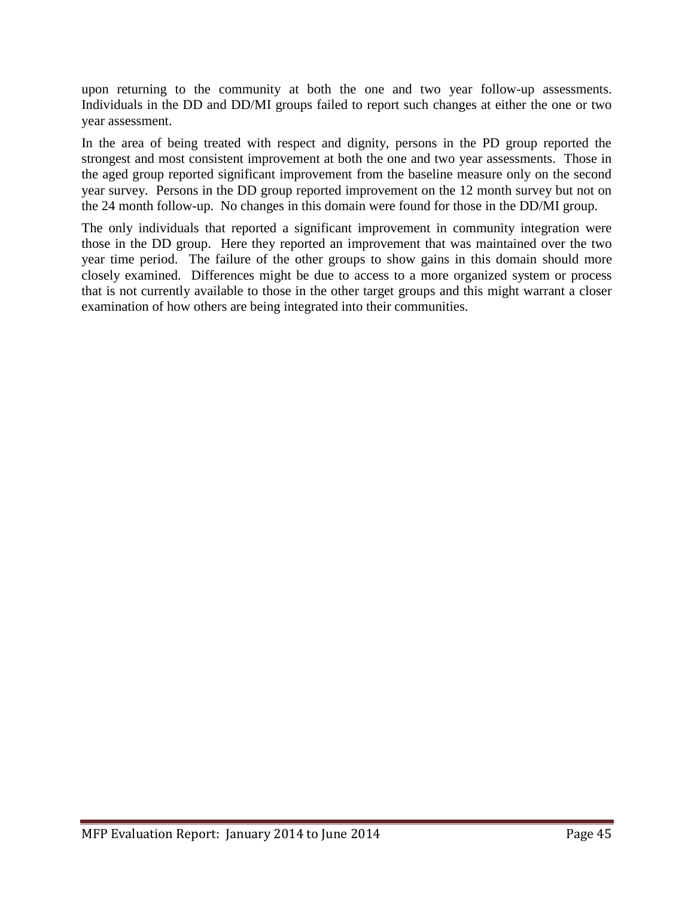upon returning to the community at both the one and two year follow-up assessments. Individuals in the DD and DD/MI groups failed to report such changes at either the one or two year assessment.

In the area of being treated with respect and dignity, persons in the PD group reported the strongest and most consistent improvement at both the one and two year assessments. Those in the aged group reported significant improvement from the baseline measure only on the second year survey. Persons in the DD group reported improvement on the 12 month survey but not on the 24 month follow-up. No changes in this domain were found for those in the DD/MI group.

The only individuals that reported a significant improvement in community integration were those in the DD group. Here they reported an improvement that was maintained over the two year time period. The failure of the other groups to show gains in this domain should more closely examined. Differences might be due to access to a more organized system or process that is not currently available to those in the other target groups and this might warrant a closer examination of how others are being integrated into their communities.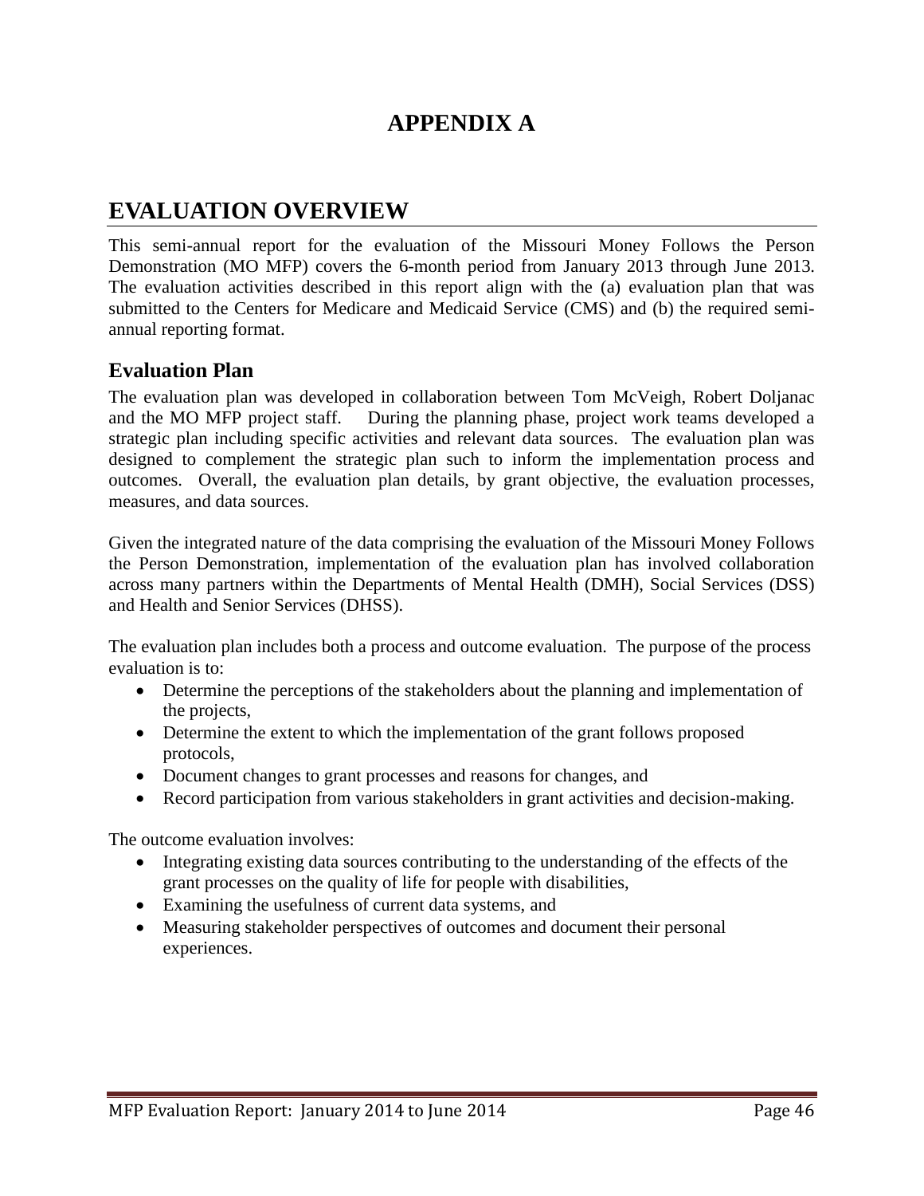# APPENDIX A

## EVALUATION OVERVIEW

This semi-annual report for the evaluation of the Missouri Money Follows the Person Demonstration (MO MFP) covers the 6-month period from January 2013 through June 2013. The evaluation activities described in this report align with the (a) evaluation plan that was submitted to the Centers for Medicare and Medicaid Service (CMS) and (b) the required semi-annual reporting format.

### Evaluation Plan

The evaluation plan was developed in collaboration between Tom McVeigh, Robert Doljanac and the MO MFP project staff. During the planning phase, project work teams developed a strategic plan including specific activities and relevant data sources. The evaluation plan was designed to complement the strategic plan such to inform the implementation process and outcomes. Overall, the evaluation plan details, by grant objective, the evaluation processes, measures, and data sources.

Given the integrated nature of the data comprising the evaluation of the Missouri Money Follows the Person Demonstration, implementation of the evaluation plan has involved collaboration across many partners within the Departments of Mental Health (DMH), Social Services (DSS) and Health and Senior Services (DHSS).

The evaluation plan includes both a process and outcome evaluation. The purpose of the process evaluation is to:

- Determine the perceptions of the stakeholders about the planning and implementation of the projects,
- Determine the extent to which the implementation of the grant follows proposed protocols,
- Document changes to grant processes and reasons for changes, and
- Record participation from various stakeholders in grant activities and decision-making.

The outcome evaluation involves:

- Integrating existing data sources contributing to the understanding of the effects of the grant processes on the quality of life for people with disabilities,
- Examining the usefulness of current data systems, and
- Measuring stakeholder perspectives of outcomes and document their personal experiences.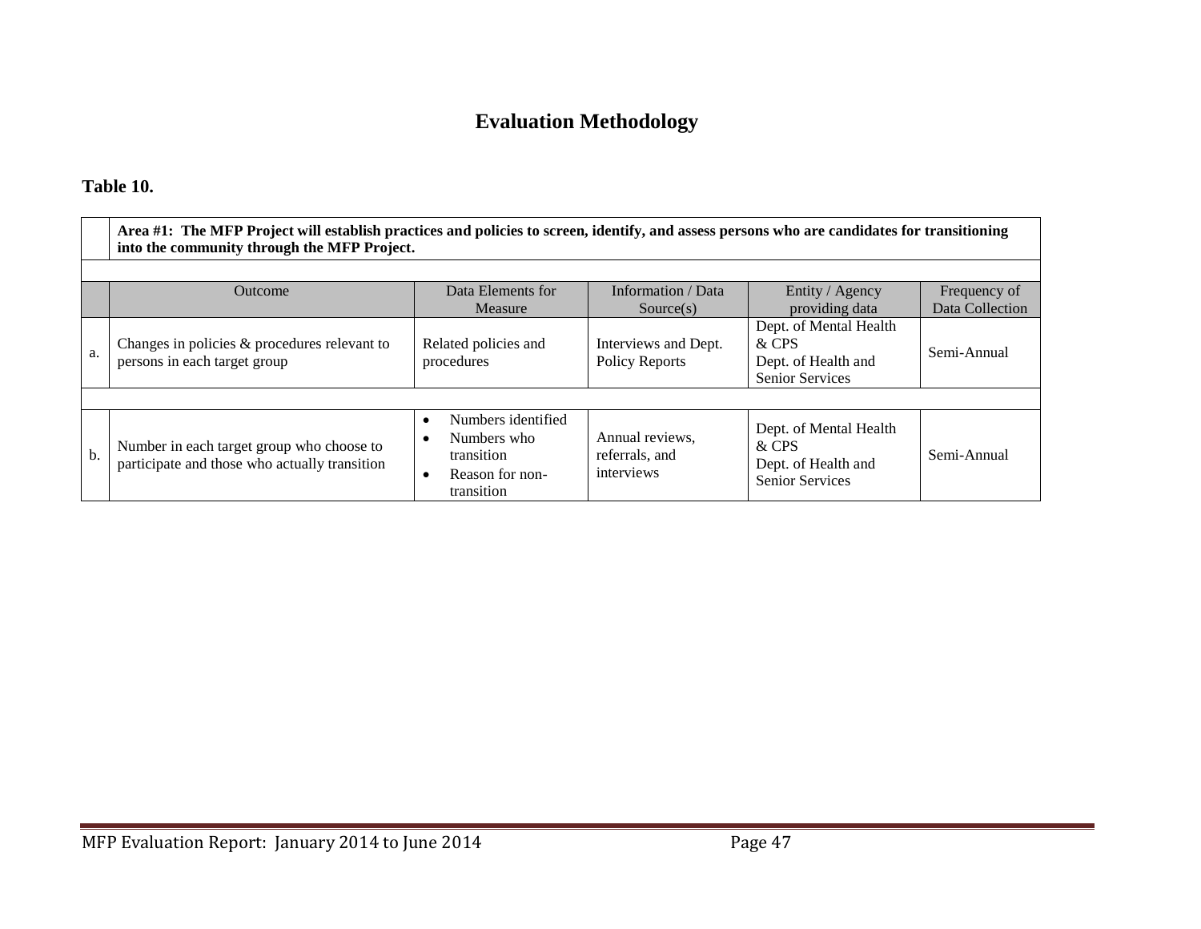# Evaluation Methodology

**Table 10.**

| | **Area #1: The MFP Project will establish practices and policies to screen, identify, and assess persons who are candidates for transitioning into the community through the MFP Project.** | | | | |
|---|---|---|---|---|---|
| | Outcome | Data Elements for Measure | Information / Data Source(s) | Entity / Agency providing data | Frequency of Data Collection |
| a. | Changes in policies & procedures relevant to persons in each target group | Related policies and procedures | Interviews and Dept. Policy Reports | Dept. of Mental Health & CPS<br>Dept. of Health and Senior Services | Semi-Annual |
| b. | Number in each target group who choose to participate and those who actually transition | • Numbers identified<br>• Numbers who transition<br>• Reason for non-transition | Annual reviews, referrals, and interviews | Dept. of Mental Health & CPS<br>Dept. of Health and Senior Services | Semi-Annual |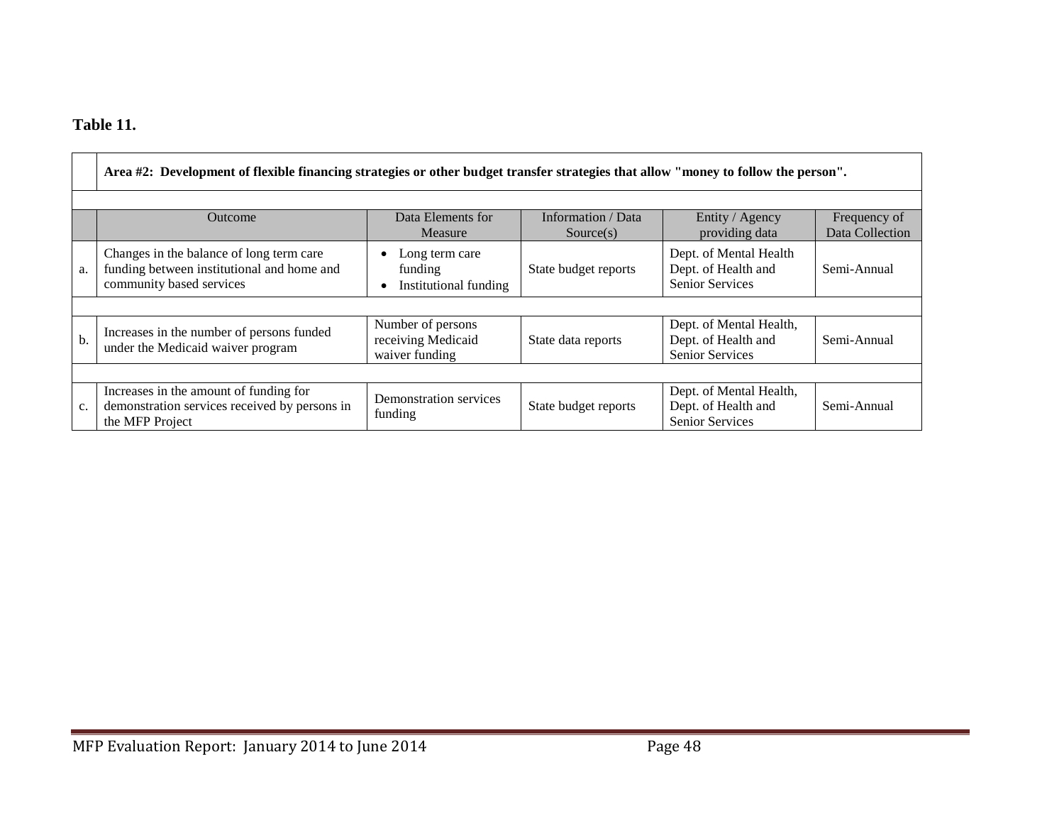**Table 11.**

| | Area #2: Development of flexible financing strategies or other budget transfer strategies that allow "money to follow the person". | | | | |
|---|---|---|---|---|---|
| | Outcome | Data Elements for Measure | Information / Data Source(s) | Entity / Agency providing data | Frequency of Data Collection |
| a. | Changes in the balance of long term care funding between institutional and home and community based services | • Long term care funding<br>• Institutional funding | State budget reports | Dept. of Mental Health Dept. of Health and Senior Services | Semi-Annual |
| b. | Increases in the number of persons funded under the Medicaid waiver program | Number of persons receiving Medicaid waiver funding | State data reports | Dept. of Mental Health, Dept. of Health and Senior Services | Semi-Annual |
| c. | Increases in the amount of funding for demonstration services received by persons in the MFP Project | Demonstration services funding | State budget reports | Dept. of Mental Health, Dept. of Health and Senior Services | Semi-Annual |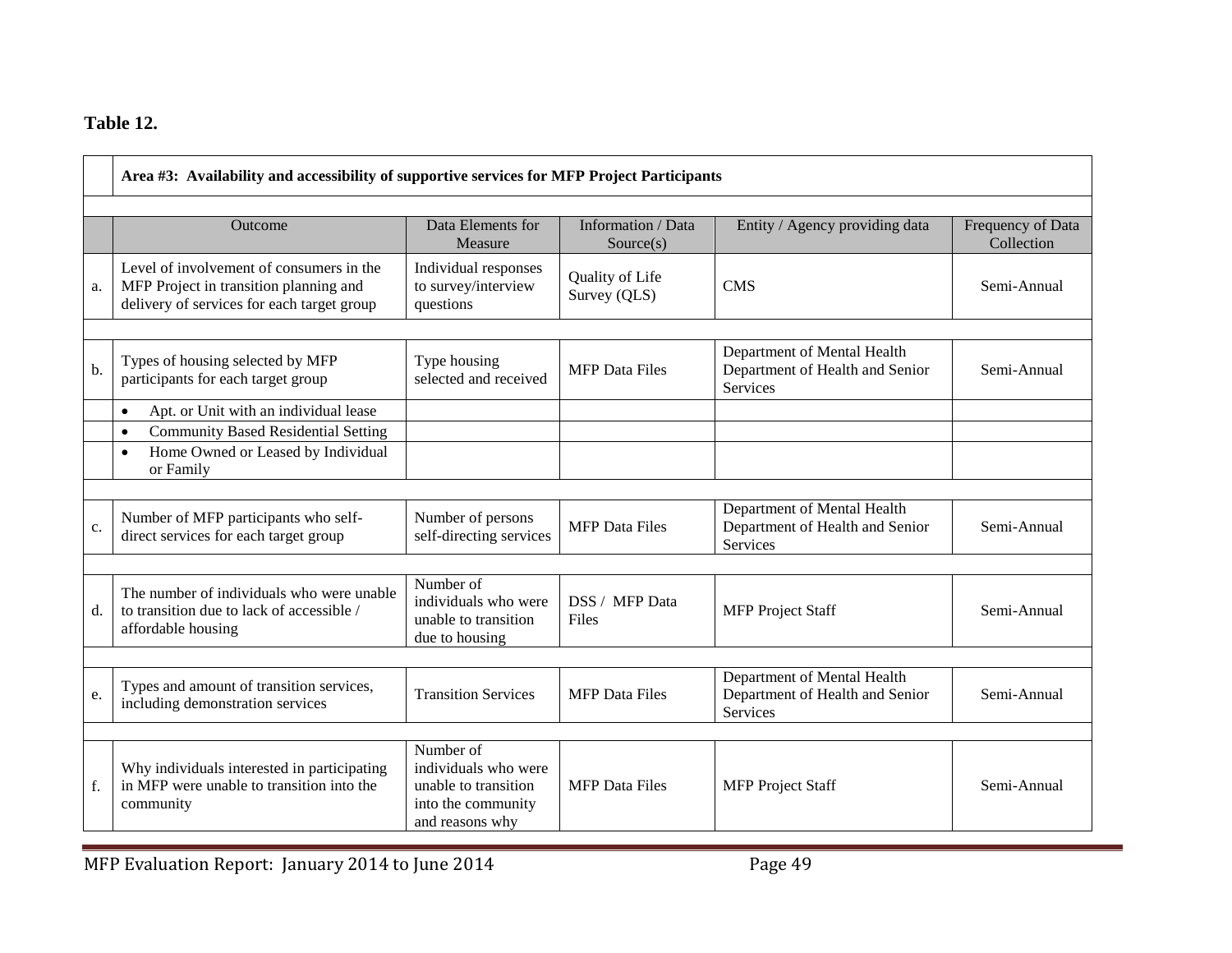**Table 12.**

| | Area #3: Availability and accessibility of supportive services for MFP Project Participants | | | | |
|---|---|---|---|---|---|
| | Outcome | Data Elements for Measure | Information / Data Source(s) | Entity / Agency providing data | Frequency of Data Collection |
| a. | Level of involvement of consumers in the MFP Project in transition planning and delivery of services for each target group | Individual responses to survey/interview questions | Quality of Life Survey (QLS) | CMS | Semi-Annual |
| b. | Types of housing selected by MFP participants for each target group | Type housing selected and received | MFP Data Files | Department of Mental Health Department of Health and Senior Services | Semi-Annual |
| | • Apt. or Unit with an individual lease | | | | |
| | • Community Based Residential Setting | | | | |
| | • Home Owned or Leased by Individual or Family | | | | |
| c. | Number of MFP participants who self-direct services for each target group | Number of persons self-directing services | MFP Data Files | Department of Mental Health Department of Health and Senior Services | Semi-Annual |
| d. | The number of individuals who were unable to transition due to lack of accessible / affordable housing | Number of individuals who were unable to transition due to housing | DSS / MFP Data Files | MFP Project Staff | Semi-Annual |
| e. | Types and amount of transition services, including demonstration services | Transition Services | MFP Data Files | Department of Mental Health Department of Health and Senior Services | Semi-Annual |
| f. | Why individuals interested in participating in MFP were unable to transition into the community | Number of individuals who were unable to transition into the community and reasons why | MFP Data Files | MFP Project Staff | Semi-Annual |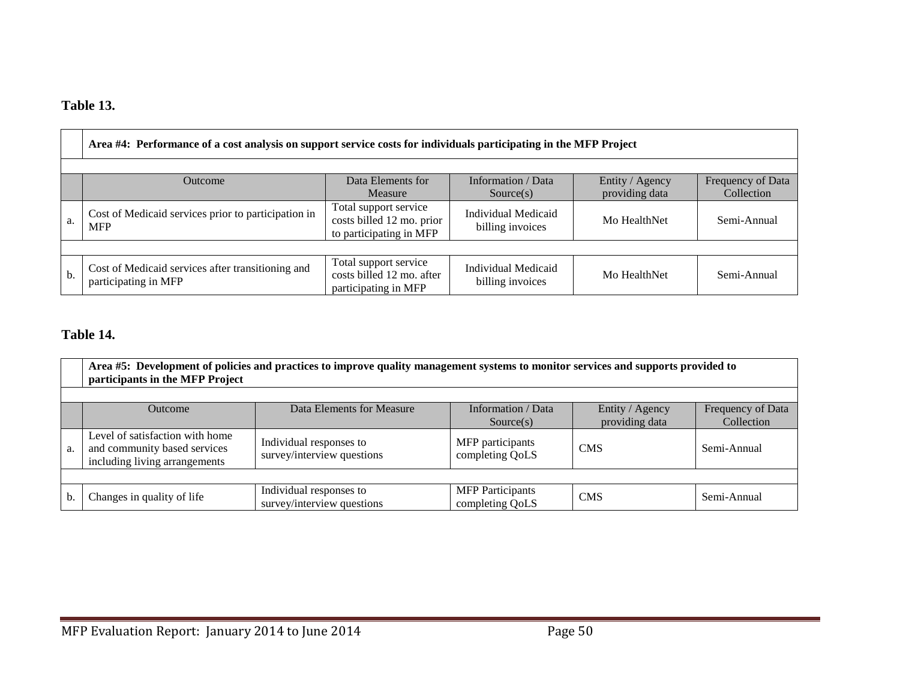**Table 13.**

| | Area #4: Performance of a cost analysis on support service costs for individuals participating in the MFP Project | | | | |
|---|---|---|---|---|---|
| | Outcome | Data Elements for Measure | Information / Data Source(s) | Entity / Agency providing data | Frequency of Data Collection |
| a. | Cost of Medicaid services prior to participation in MFP | Total support service costs billed 12 mo. prior to participating in MFP | Individual Medicaid billing invoices | Mo HealthNet | Semi-Annual |
| b. | Cost of Medicaid services after transitioning and participating in MFP | Total support service costs billed 12 mo. after participating in MFP | Individual Medicaid billing invoices | Mo HealthNet | Semi-Annual |

**Table 14.**

| | Area #5: Development of policies and practices to improve quality management systems to monitor services and supports provided to participants in the MFP Project | | | | |
|---|---|---|---|---|---|
| | Outcome | Data Elements for Measure | Information / Data Source(s) | Entity / Agency providing data | Frequency of Data Collection |
| a. | Level of satisfaction with home and community based services including living arrangements | Individual responses to survey/interview questions | MFP participants completing QoLS | CMS | Semi-Annual |
| b. | Changes in quality of life | Individual responses to survey/interview questions | MFP Participants completing QoLS | CMS | Semi-Annual |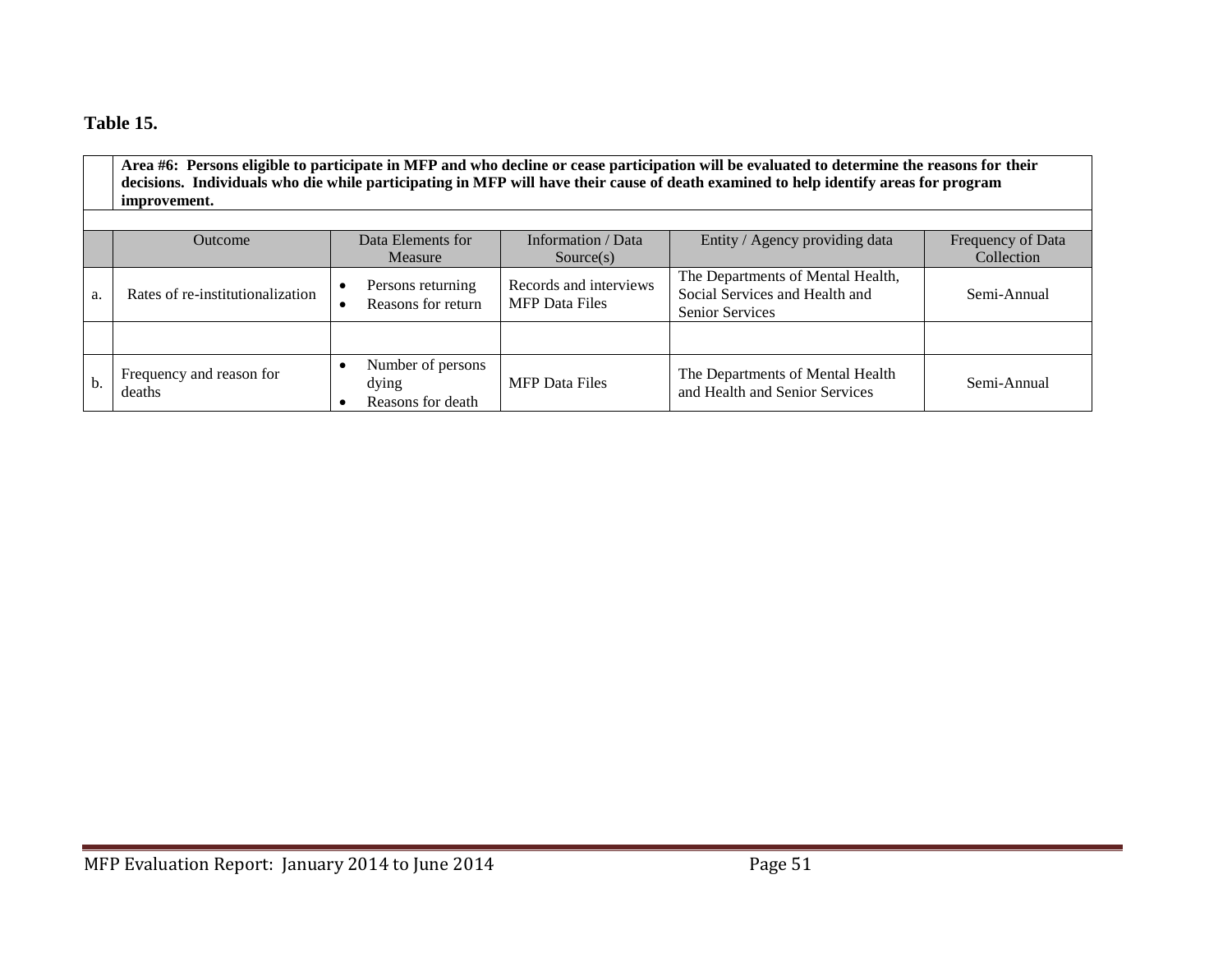**Table 15.**

| | Area #6: Persons eligible to participate in MFP and who decline or cease participation will be evaluated to determine the reasons for their decisions. Individuals who die while participating in MFP will have their cause of death examined to help identify areas for program improvement. | | | | |
|---|---|---|---|---|---|
| | | | | | |
| | Outcome | Data Elements for Measure | Information / Data Source(s) | Entity / Agency providing data | Frequency of Data Collection |
| a. | Rates of re-institutionalization | • Persons returning<br>• Reasons for return | Records and interviews MFP Data Files | The Departments of Mental Health, Social Services and Health and Senior Services | Semi-Annual |
| | | | | | |
| b. | Frequency and reason for deaths | • Number of persons dying<br>• Reasons for death | MFP Data Files | The Departments of Mental Health and Health and Senior Services | Semi-Annual |